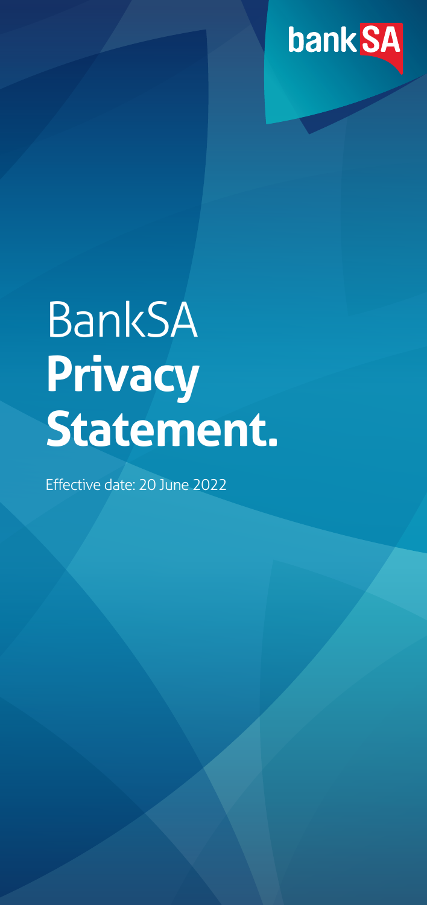bankSA

# BankSA **Privacy Statement.**

Effective date: 20 June 2022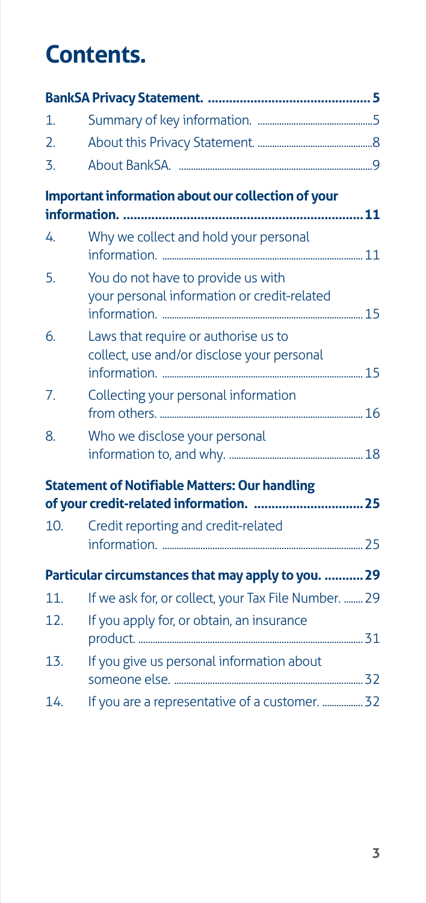# Contents.

**BankSA Privacy Statement. .......................................... 5**

| | | |
|---|---|---|
| 1. | Summary of key information. | 5 |
| 2. | About this Privacy Statement. | 8 |
| 3. | About BankSA. | 9 |

**Important information about our collection of your information. .......................................... 11**

| | | |
|---|---|---|
| 4. | Why we collect and hold your personal information. | 11 |
| 5. | You do not have to provide us with your personal information or credit-related information. | 15 |
| 6. | Laws that require or authorise us to collect, use and/or disclose your personal information. | 15 |
| 7. | Collecting your personal information from others. | 16 |
| 8. | Who we disclose your personal information to, and why. | 18 |

**Statement of Notifiable Matters: Our handling of your credit-related information. .......................................... 25**

| | | |
|---|---|---|
| 10. | Credit reporting and credit-related information. | 25 |

**Particular circumstances that may apply to you. .......... 29**

| | | |
|---|---|---|
| 11. | If we ask for, or collect, your Tax File Number. | 29 |
| 12. | If you apply for, or obtain, an insurance product. | 31 |
| 13. | If you give us personal information about someone else. | 32 |
| 14. | If you are a representative of a customer. | 32 |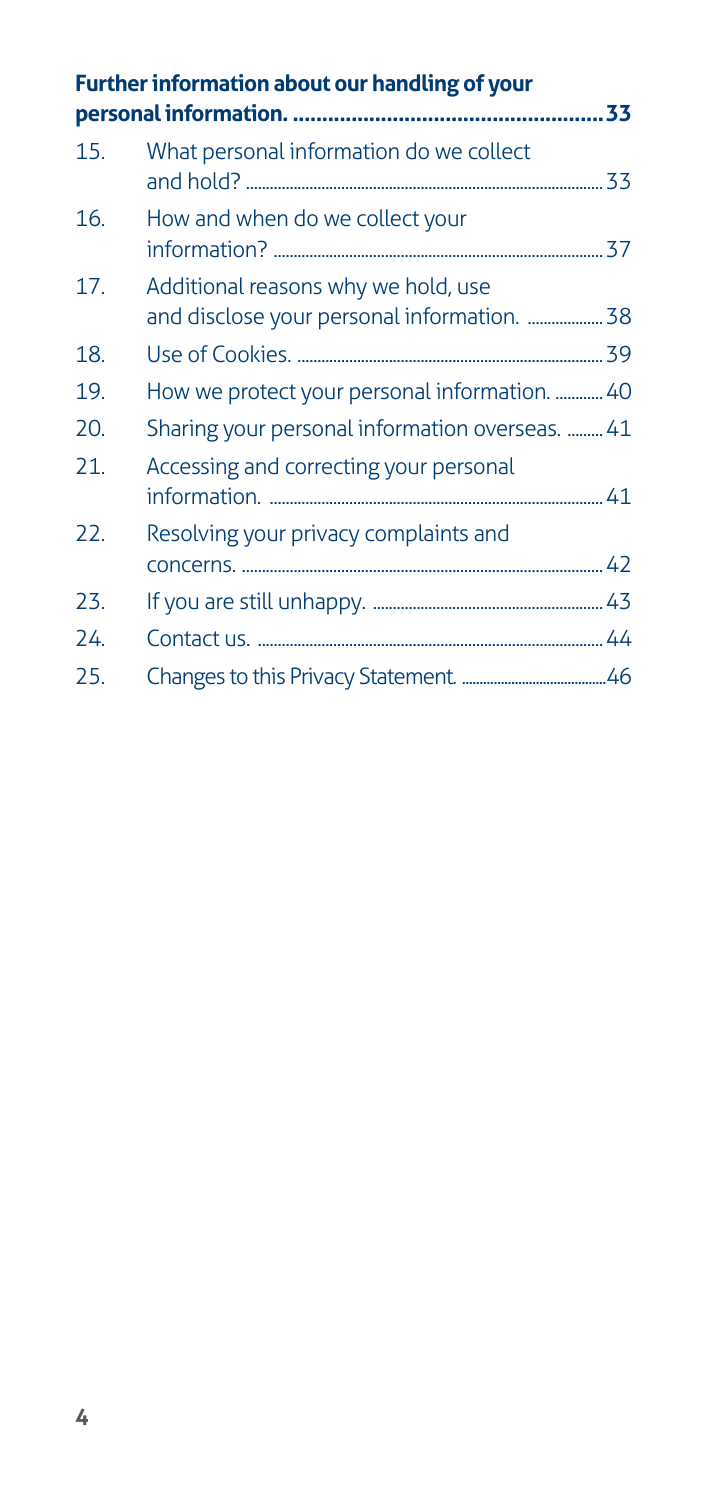**Further information about our handling of your personal information. .................................................. 33**

| | | |
|---|---|---|
| 15. | What personal information do we collect and hold? | 33 |
| 16. | How and when do we collect your information? | 37 |
| 17. | Additional reasons why we hold, use and disclose your personal information. | 38 |
| 18. | Use of Cookies. | 39 |
| 19. | How we protect your personal information. | 40 |
| 20. | Sharing your personal information overseas. | 41 |
| 21. | Accessing and correcting your personal information. | 41 |
| 22. | Resolving your privacy complaints and concerns. | 42 |
| 23. | If you are still unhappy. | 43 |
| 24. | Contact us. | 44 |
| 25. | Changes to this Privacy Statement. | 46 |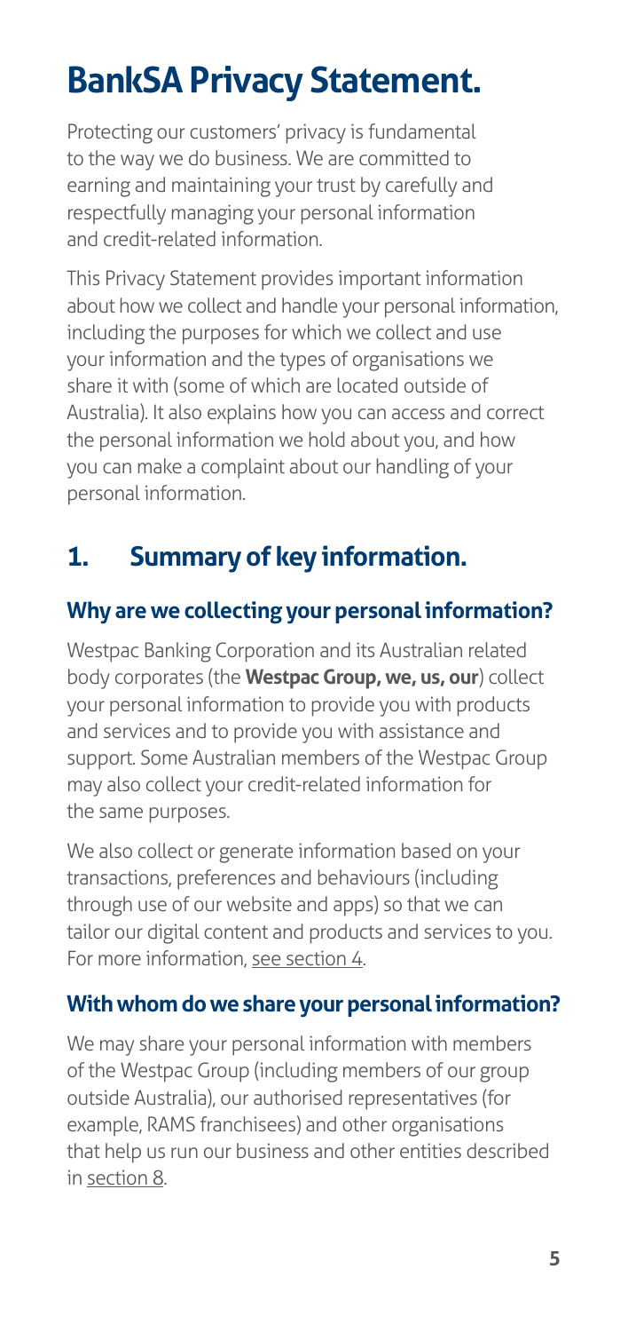# BankSA Privacy Statement.

Protecting our customers' privacy is fundamental to the way we do business. We are committed to earning and maintaining your trust by carefully and respectfully managing your personal information and credit-related information.

This Privacy Statement provides important information about how we collect and handle your personal information, including the purposes for which we collect and use your information and the types of organisations we share it with (some of which are located outside of Australia). It also explains how you can access and correct the personal information we hold about you, and how you can make a complaint about our handling of your personal information.

## 1. Summary of key information.

### Why are we collecting your personal information?

Westpac Banking Corporation and its Australian related body corporates (the **Westpac Group, we, us, our**) collect your personal information to provide you with products and services and to provide you with assistance and support. Some Australian members of the Westpac Group may also collect your credit-related information for the same purposes.

We also collect or generate information based on your transactions, preferences and behaviours (including through use of our website and apps) so that we can tailor our digital content and products and services to you. For more information, see section 4.

### With whom do we share your personal information?

We may share your personal information with members of the Westpac Group (including members of our group outside Australia), our authorised representatives (for example, RAMS franchisees) and other organisations that help us run our business and other entities described in section 8.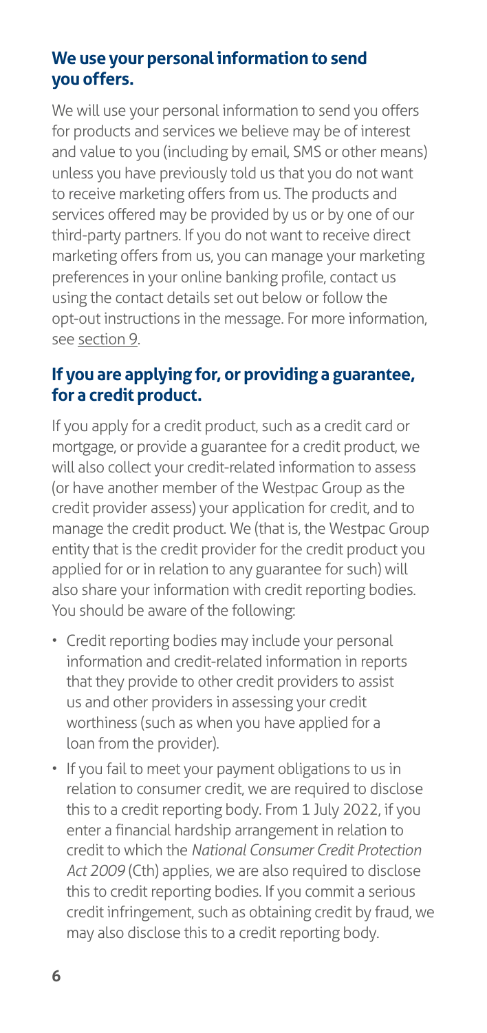## We use your personal information to send you offers.

We will use your personal information to send you offers for products and services we believe may be of interest and value to you (including by email, SMS or other means) unless you have previously told us that you do not want to receive marketing offers from us. The products and services offered may be provided by us or by one of our third-party partners. If you do not want to receive direct marketing offers from us, you can manage your marketing preferences in your online banking profile, contact us using the contact details set out below or follow the opt-out instructions in the message. For more information, see section 9.

## If you are applying for, or providing a guarantee, for a credit product.

If you apply for a credit product, such as a credit card or mortgage, or provide a guarantee for a credit product, we will also collect your credit-related information to assess (or have another member of the Westpac Group as the credit provider assess) your application for credit, and to manage the credit product. We (that is, the Westpac Group entity that is the credit provider for the credit product you applied for or in relation to any guarantee for such) will also share your information with credit reporting bodies. You should be aware of the following:

- Credit reporting bodies may include your personal information and credit-related information in reports that they provide to other credit providers to assist us and other providers in assessing your credit worthiness (such as when you have applied for a loan from the provider).
- If you fail to meet your payment obligations to us in relation to consumer credit, we are required to disclose this to a credit reporting body. From 1 July 2022, if you enter a financial hardship arrangement in relation to credit to which the *National Consumer Credit Protection Act 2009* (Cth) applies, we are also required to disclose this to credit reporting bodies. If you commit a serious credit infringement, such as obtaining credit by fraud, we may also disclose this to a credit reporting body.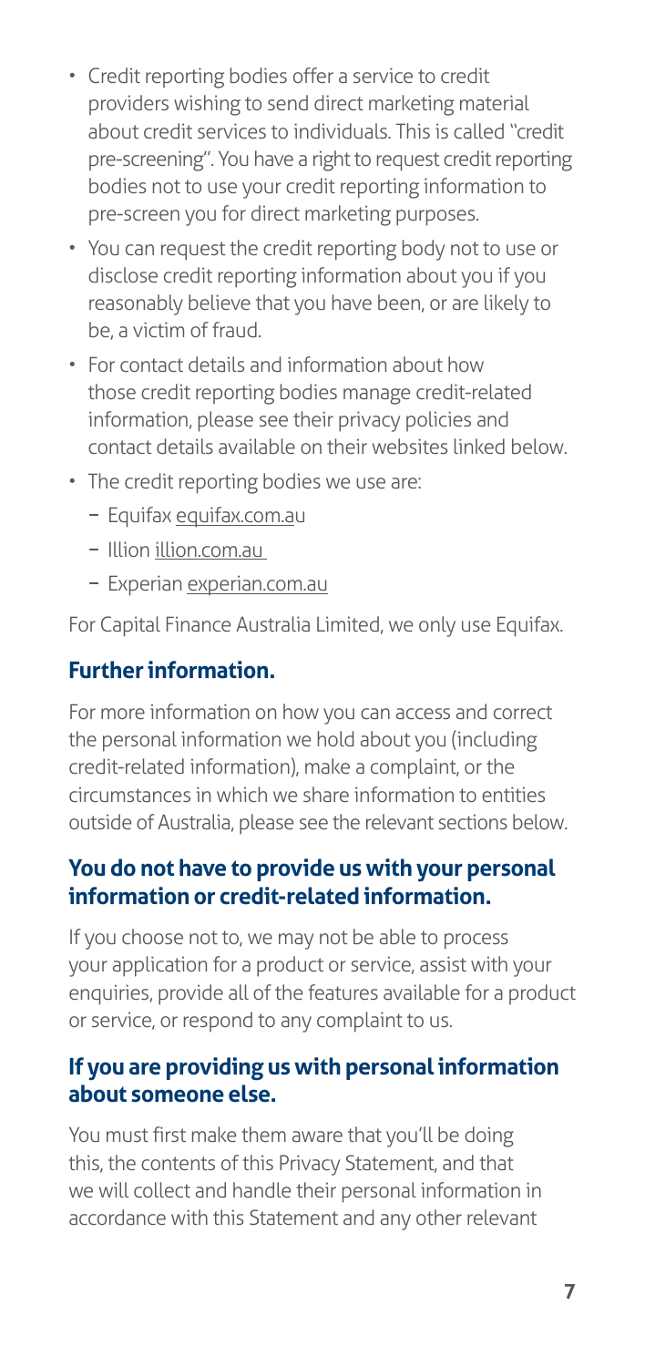- Credit reporting bodies offer a service to credit providers wishing to send direct marketing material about credit services to individuals. This is called "credit pre-screening". You have a right to request credit reporting bodies not to use your credit reporting information to pre-screen you for direct marketing purposes.
- You can request the credit reporting body not to use or disclose credit reporting information about you if you reasonably believe that you have been, or are likely to be, a victim of fraud.
- For contact details and information about how those credit reporting bodies manage credit-related information, please see their privacy policies and contact details available on their websites linked below.
- The credit reporting bodies we use are:
  - Equifax equifax.com.au
  - Illion illion.com.au
  - Experian experian.com.au

For Capital Finance Australia Limited, we only use Equifax.

## Further information.

For more information on how you can access and correct the personal information we hold about you (including credit-related information), make a complaint, or the circumstances in which we share information to entities outside of Australia, please see the relevant sections below.

## You do not have to provide us with your personal information or credit-related information.

If you choose not to, we may not be able to process your application for a product or service, assist with your enquiries, provide all of the features available for a product or service, or respond to any complaint to us.

## If you are providing us with personal information about someone else.

You must first make them aware that you'll be doing this, the contents of this Privacy Statement, and that we will collect and handle their personal information in accordance with this Statement and any other relevant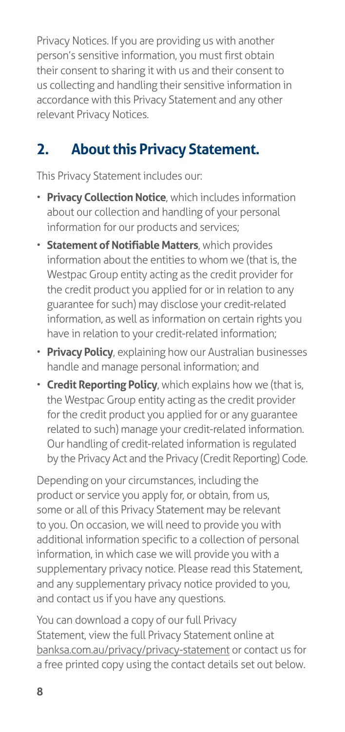Privacy Notices. If you are providing us with another person's sensitive information, you must first obtain their consent to sharing it with us and their consent to us collecting and handling their sensitive information in accordance with this Privacy Statement and any other relevant Privacy Notices.

## 2. About this Privacy Statement.

This Privacy Statement includes our:

- **Privacy Collection Notice**, which includes information about our collection and handling of your personal information for our products and services;
- **Statement of Notifiable Matters**, which provides information about the entities to whom we (that is, the Westpac Group entity acting as the credit provider for the credit product you applied for or in relation to any guarantee for such) may disclose your credit-related information, as well as information on certain rights you have in relation to your credit-related information;
- **Privacy Policy**, explaining how our Australian businesses handle and manage personal information; and
- **Credit Reporting Policy**, which explains how we (that is, the Westpac Group entity acting as the credit provider for the credit product you applied for or any guarantee related to such) manage your credit-related information. Our handling of credit-related information is regulated by the Privacy Act and the Privacy (Credit Reporting) Code.

Depending on your circumstances, including the product or service you apply for, or obtain, from us, some or all of this Privacy Statement may be relevant to you. On occasion, we will need to provide you with additional information specific to a collection of personal information, in which case we will provide you with a supplementary privacy notice. Please read this Statement, and any supplementary privacy notice provided to you, and contact us if you have any questions.

You can download a copy of our full Privacy Statement, view the full Privacy Statement online at banksa.com.au/privacy/privacy-statement or contact us for a free printed copy using the contact details set out below.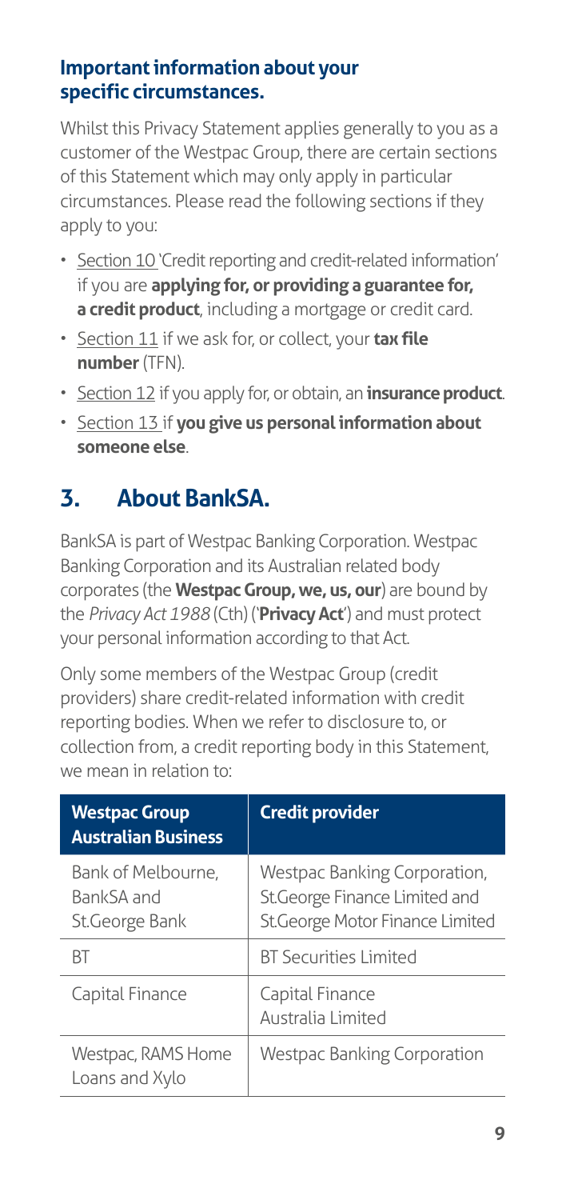### Important information about your specific circumstances.

Whilst this Privacy Statement applies generally to you as a customer of the Westpac Group, there are certain sections of this Statement which may only apply in particular circumstances. Please read the following sections if they apply to you:

- Section 10 'Credit reporting and credit-related information' if you are **applying for, or providing a guarantee for, a credit product**, including a mortgage or credit card.
- Section 11 if we ask for, or collect, your **tax file number** (TFN).
- Section 12 if you apply for, or obtain, an **insurance product**.
- Section 13 if **you give us personal information about someone else**.

## 3. About BankSA.

BankSA is part of Westpac Banking Corporation. Westpac Banking Corporation and its Australian related body corporates (the **Westpac Group, we, us, our**) are bound by the *Privacy Act 1988* (Cth) ('**Privacy Act**') and must protect your personal information according to that Act.

Only some members of the Westpac Group (credit providers) share credit-related information with credit reporting bodies. When we refer to disclosure to, or collection from, a credit reporting body in this Statement, we mean in relation to:

| Westpac Group Australian Business | Credit provider |
|---|---|
| Bank of Melbourne, BankSA and St.George Bank | Westpac Banking Corporation, St.George Finance Limited and St.George Motor Finance Limited |
| BT | BT Securities Limited |
| Capital Finance | Capital Finance Australia Limited |
| Westpac, RAMS Home Loans and Xylo | Westpac Banking Corporation |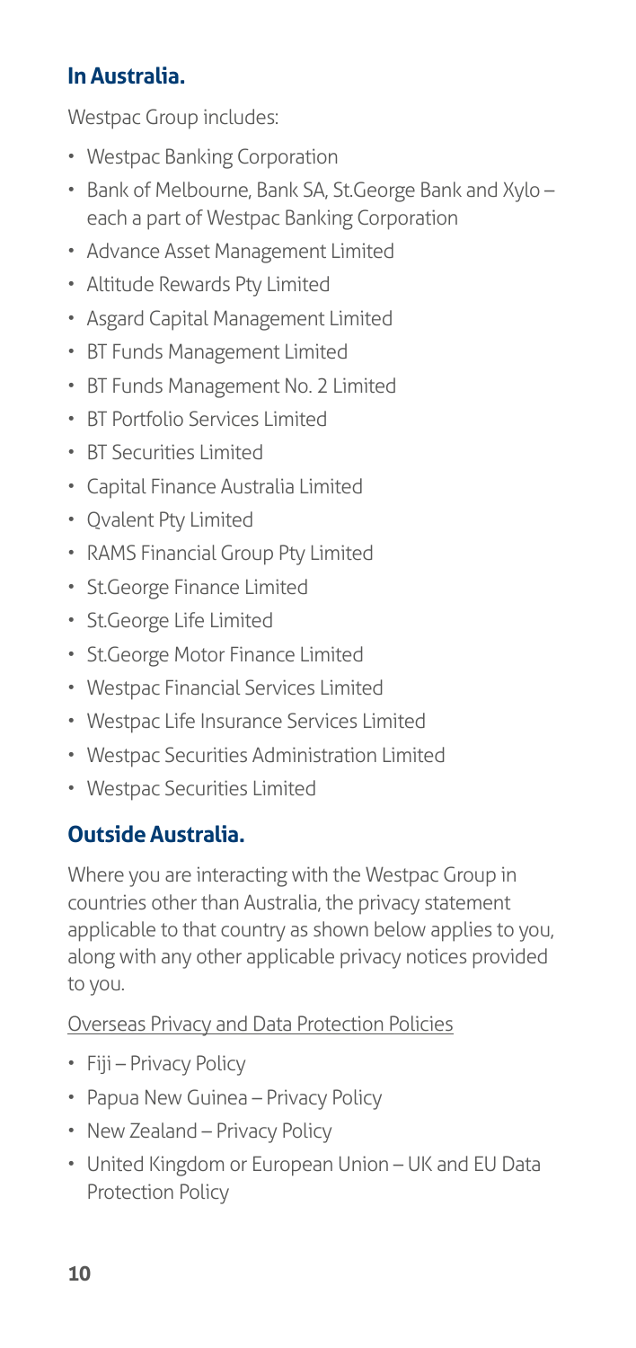## In Australia.

Westpac Group includes:

- Westpac Banking Corporation
- Bank of Melbourne, Bank SA, St.George Bank and Xylo – each a part of Westpac Banking Corporation
- Advance Asset Management Limited
- Altitude Rewards Pty Limited
- Asgard Capital Management Limited
- BT Funds Management Limited
- BT Funds Management No. 2 Limited
- BT Portfolio Services Limited
- BT Securities Limited
- Capital Finance Australia Limited
- Qvalent Pty Limited
- RAMS Financial Group Pty Limited
- St.George Finance Limited
- St.George Life Limited
- St.George Motor Finance Limited
- Westpac Financial Services Limited
- Westpac Life Insurance Services Limited
- Westpac Securities Administration Limited
- Westpac Securities Limited

## Outside Australia.

Where you are interacting with the Westpac Group in countries other than Australia, the privacy statement applicable to that country as shown below applies to you, along with any other applicable privacy notices provided to you.

Overseas Privacy and Data Protection Policies

- Fiji – Privacy Policy
- Papua New Guinea – Privacy Policy
- New Zealand – Privacy Policy
- United Kingdom or European Union – UK and EU Data Protection Policy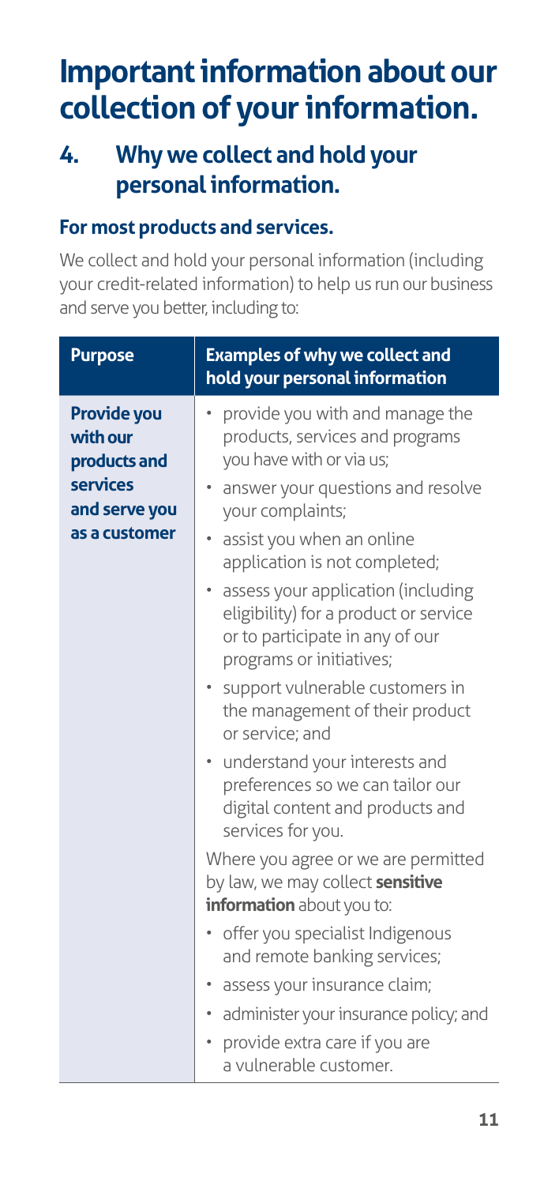# Important information about our collection of your information.

## 4. Why we collect and hold your personal information.

### For most products and services.

We collect and hold your personal information (including your credit-related information) to help us run our business and serve you better, including to:

| Purpose | Examples of why we collect and hold your personal information |
|---|---|
| **Provide you with our products and services and serve you as a customer** | • provide you with and manage the products, services and programs you have with or via us;<br>• answer your questions and resolve your complaints;<br>• assist you when an online application is not completed;<br>• assess your application (including eligibility) for a product or service or to participate in any of our programs or initiatives;<br>• support vulnerable customers in the management of their product or service; and<br>• understand your interests and preferences so we can tailor our digital content and products and services for you.<br><br>Where you agree or we are permitted by law, we may collect **sensitive information** about you to:<br>• offer you specialist Indigenous and remote banking services;<br>• assess your insurance claim;<br>• administer your insurance policy; and<br>• provide extra care if you are a vulnerable customer. |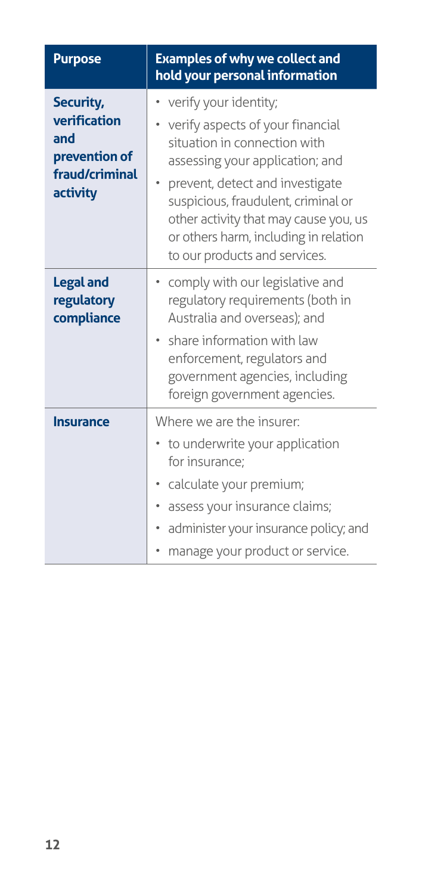| Purpose | Examples of why we collect and hold your personal information |
|---|---|
| **Security, verification and prevention of fraud/criminal activity** | • verify your identity;<br>• verify aspects of your financial situation in connection with assessing your application; and<br>• prevent, detect and investigate suspicious, fraudulent, criminal or other activity that may cause you, us or others harm, including in relation to our products and services. |
| **Legal and regulatory compliance** | • comply with our legislative and regulatory requirements (both in Australia and overseas); and<br>• share information with law enforcement, regulators and government agencies, including foreign government agencies. |
| **Insurance** | Where we are the insurer:<br>• to underwrite your application for insurance;<br>• calculate your premium;<br>• assess your insurance claims;<br>• administer your insurance policy; and<br>• manage your product or service. |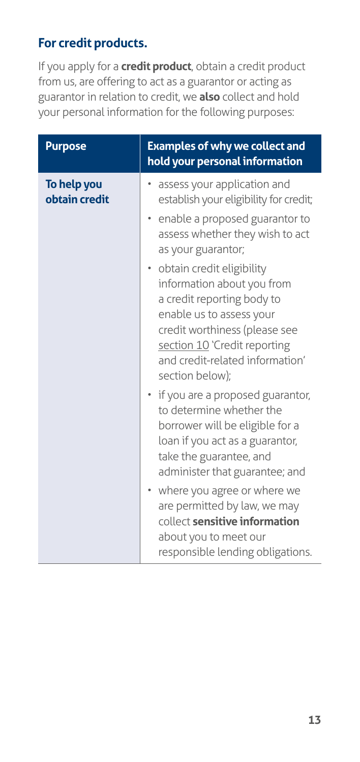## For credit products.

If you apply for a **credit product**, obtain a credit product from us, are offering to act as a guarantor or acting as guarantor in relation to credit, we **also** collect and hold your personal information for the following purposes:

| Purpose | Examples of why we collect and hold your personal information |
| --- | --- |
| **To help you obtain credit** | • assess your application and establish your eligibility for credit;<br>• enable a proposed guarantor to assess whether they wish to act as your guarantor;<br>• obtain credit eligibility information about you from a credit reporting body to enable us to assess your credit worthiness (please see section 10 'Credit reporting and credit-related information' section below);<br>• if you are a proposed guarantor, to determine whether the borrower will be eligible for a loan if you act as a guarantor, take the guarantee, and administer that guarantee; and<br>• where you agree or where we are permitted by law, we may collect **sensitive information** about you to meet our responsible lending obligations. |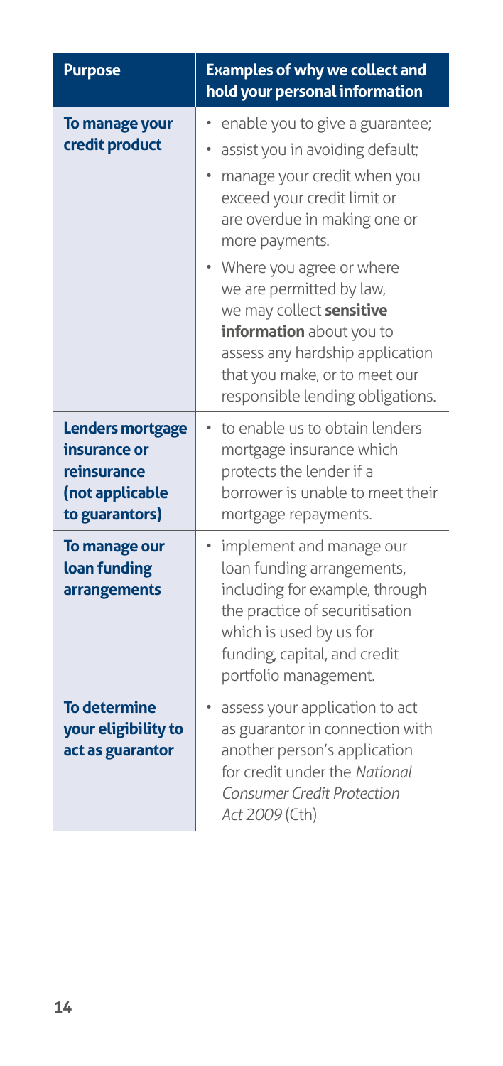| Purpose | Examples of why we collect and hold your personal information |
|---|---|
| **To manage your credit product** | • enable you to give a guarantee;<br>• assist you in avoiding default;<br>• manage your credit when you exceed your credit limit or are overdue in making one or more payments.<br>• Where you agree or where we are permitted by law, we may collect **sensitive information** about you to assess any hardship application that you make, or to meet our responsible lending obligations. |
| **Lenders mortgage insurance or reinsurance (not applicable to guarantors)** | • to enable us to obtain lenders mortgage insurance which protects the lender if a borrower is unable to meet their mortgage repayments. |
| **To manage our loan funding arrangements** | • implement and manage our loan funding arrangements, including for example, through the practice of securitisation which is used by us for funding, capital, and credit portfolio management. |
| **To determine your eligibility to act as guarantor** | • assess your application to act as guarantor in connection with another person's application for credit under the *National Consumer Credit Protection Act 2009* (Cth) |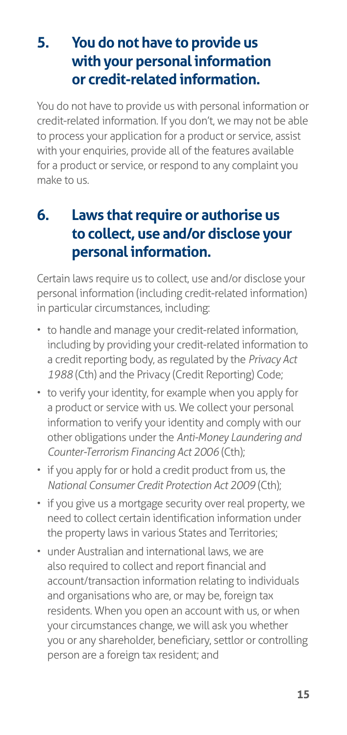## 5. You do not have to provide us with your personal information or credit-related information.

You do not have to provide us with personal information or credit-related information. If you don't, we may not be able to process your application for a product or service, assist with your enquiries, provide all of the features available for a product or service, or respond to any complaint you make to us.

## 6. Laws that require or authorise us to collect, use and/or disclose your personal information.

Certain laws require us to collect, use and/or disclose your personal information (including credit-related information) in particular circumstances, including:

- to handle and manage your credit-related information, including by providing your credit-related information to a credit reporting body, as regulated by the *Privacy Act 1988* (Cth) and the Privacy (Credit Reporting) Code;
- to verify your identity, for example when you apply for a product or service with us. We collect your personal information to verify your identity and comply with our other obligations under the *Anti-Money Laundering and Counter-Terrorism Financing Act 2006* (Cth);
- if you apply for or hold a credit product from us, the *National Consumer Credit Protection Act 2009* (Cth);
- if you give us a mortgage security over real property, we need to collect certain identification information under the property laws in various States and Territories;
- under Australian and international laws, we are also required to collect and report financial and account/transaction information relating to individuals and organisations who are, or may be, foreign tax residents. When you open an account with us, or when your circumstances change, we will ask you whether you or any shareholder, beneficiary, settlor or controlling person are a foreign tax resident; and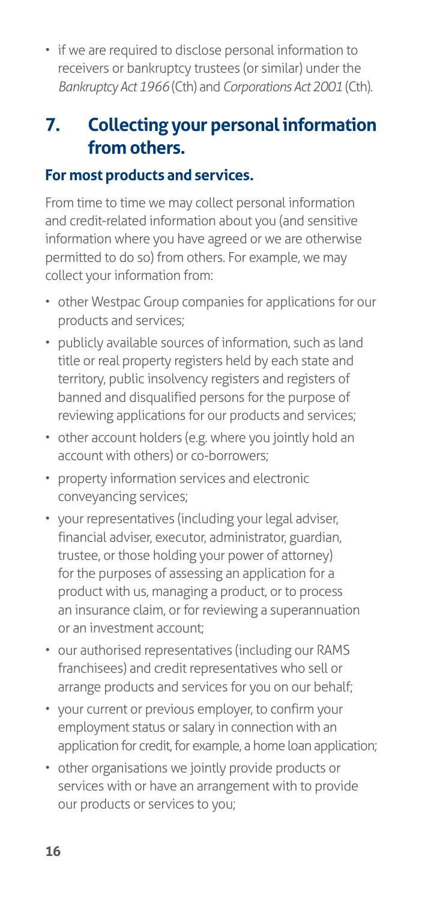- if we are required to disclose personal information to receivers or bankruptcy trustees (or similar) under the *Bankruptcy Act 1966* (Cth) and *Corporations Act 2001* (Cth).

## 7. Collecting your personal information from others.

### For most products and services.

From time to time we may collect personal information and credit-related information about you (and sensitive information where you have agreed or we are otherwise permitted to do so) from others. For example, we may collect your information from:

- other Westpac Group companies for applications for our products and services;
- publicly available sources of information, such as land title or real property registers held by each state and territory, public insolvency registers and registers of banned and disqualified persons for the purpose of reviewing applications for our products and services;
- other account holders (e.g. where you jointly hold an account with others) or co-borrowers;
- property information services and electronic conveyancing services;
- your representatives (including your legal adviser, financial adviser, executor, administrator, guardian, trustee, or those holding your power of attorney) for the purposes of assessing an application for a product with us, managing a product, or to process an insurance claim, or for reviewing a superannuation or an investment account;
- our authorised representatives (including our RAMS franchisees) and credit representatives who sell or arrange products and services for you on our behalf;
- your current or previous employer, to confirm your employment status or salary in connection with an application for credit, for example, a home loan application;
- other organisations we jointly provide products or services with or have an arrangement with to provide our products or services to you;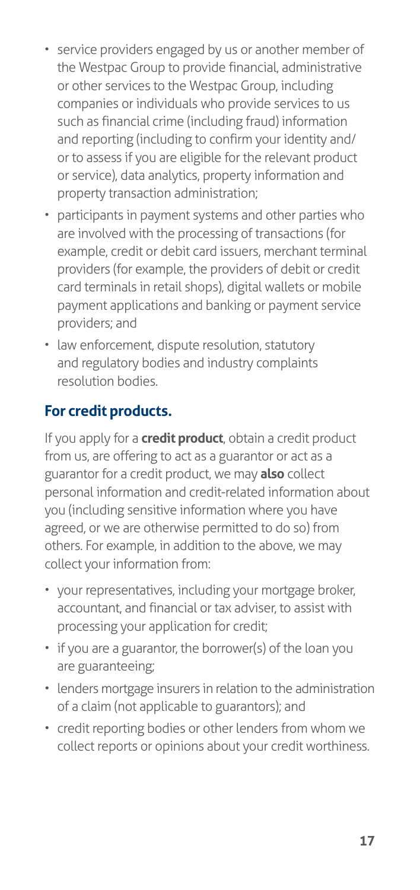- service providers engaged by us or another member of the Westpac Group to provide financial, administrative or other services to the Westpac Group, including companies or individuals who provide services to us such as financial crime (including fraud) information and reporting (including to confirm your identity and/or to assess if you are eligible for the relevant product or service), data analytics, property information and property transaction administration;
- participants in payment systems and other parties who are involved with the processing of transactions (for example, credit or debit card issuers, merchant terminal providers (for example, the providers of debit or credit card terminals in retail shops), digital wallets or mobile payment applications and banking or payment service providers; and
- law enforcement, dispute resolution, statutory and regulatory bodies and industry complaints resolution bodies.

## For credit products.

If you apply for a **credit product**, obtain a credit product from us, are offering to act as a guarantor or act as a guarantor for a credit product, we may **also** collect personal information and credit-related information about you (including sensitive information where you have agreed, or we are otherwise permitted to do so) from others. For example, in addition to the above, we may collect your information from:

- your representatives, including your mortgage broker, accountant, and financial or tax adviser, to assist with processing your application for credit;
- if you are a guarantor, the borrower(s) of the loan you are guaranteeing;
- lenders mortgage insurers in relation to the administration of a claim (not applicable to guarantors); and
- credit reporting bodies or other lenders from whom we collect reports or opinions about your credit worthiness.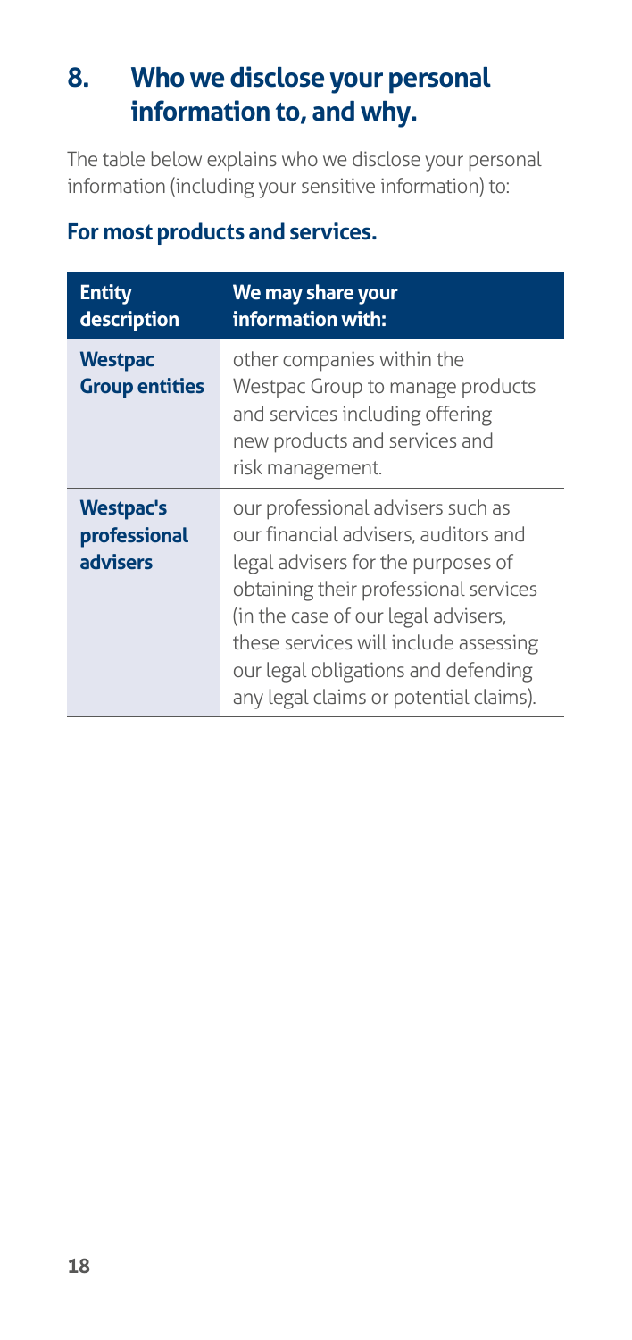## 8. Who we disclose your personal information to, and why.

The table below explains who we disclose your personal information (including your sensitive information) to:

### For most products and services.

| Entity description | We may share your information with: |
|---|---|
| **Westpac Group entities** | other companies within the Westpac Group to manage products and services including offering new products and services and risk management. |
| **Westpac's professional advisers** | our professional advisers such as our financial advisers, auditors and legal advisers for the purposes of obtaining their professional services (in the case of our legal advisers, these services will include assessing our legal obligations and defending any legal claims or potential claims). |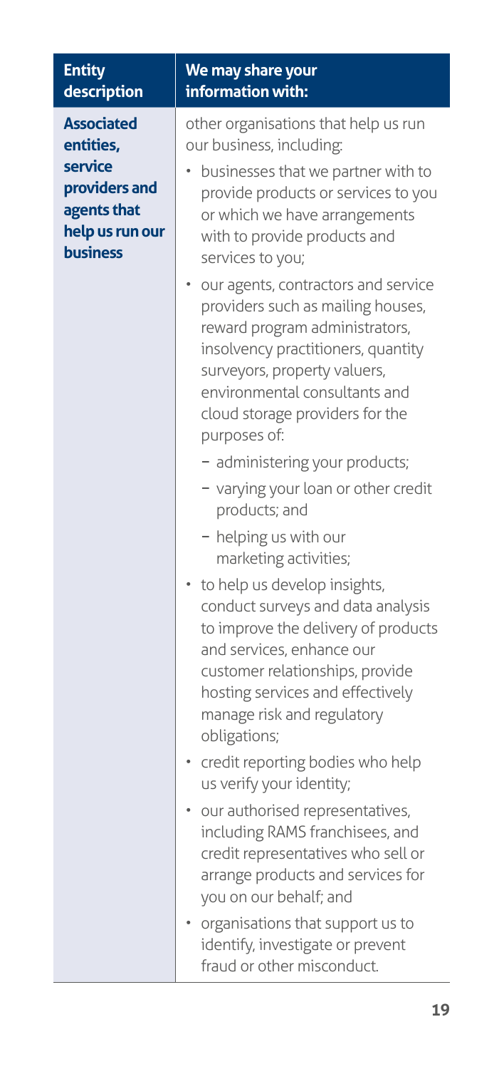| Entity description | We may share your information with: |
|---|---|
| **Associated entities, service providers and agents that help us run our business** | other organisations that help us run our business, including:<br>• businesses that we partner with to provide products or services to you or which we have arrangements with to provide products and services to you;<br>• our agents, contractors and service providers such as mailing houses, reward program administrators, insolvency practitioners, quantity surveyors, property valuers, environmental consultants and cloud storage providers for the purposes of:<br>  – administering your products;<br>  – varying your loan or other credit products; and<br>  – helping us with our marketing activities;<br>• to help us develop insights, conduct surveys and data analysis to improve the delivery of products and services, enhance our customer relationships, provide hosting services and effectively manage risk and regulatory obligations;<br>• credit reporting bodies who help us verify your identity;<br>• our authorised representatives, including RAMS franchisees, and credit representatives who sell or arrange products and services for you on our behalf; and<br>• organisations that support us to identify, investigate or prevent fraud or other misconduct. |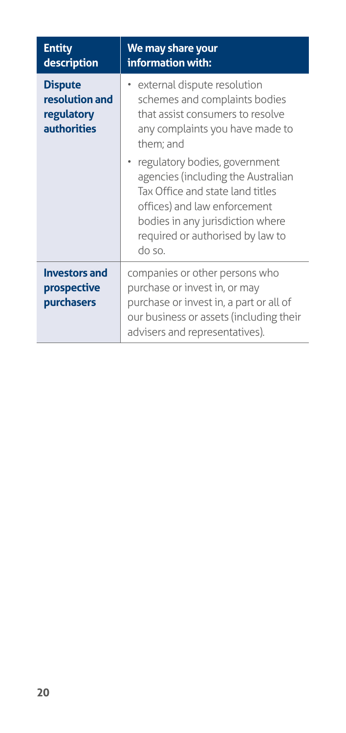| Entity description | We may share your information with: |
|---|---|
| **Dispute resolution and regulatory authorities** | • external dispute resolution schemes and complaints bodies that assist consumers to resolve any complaints you have made to them; and<br>• regulatory bodies, government agencies (including the Australian Tax Office and state land titles offices) and law enforcement bodies in any jurisdiction where required or authorised by law to do so. |
| **Investors and prospective purchasers** | companies or other persons who purchase or invest in, or may purchase or invest in, a part or all of our business or assets (including their advisers and representatives). |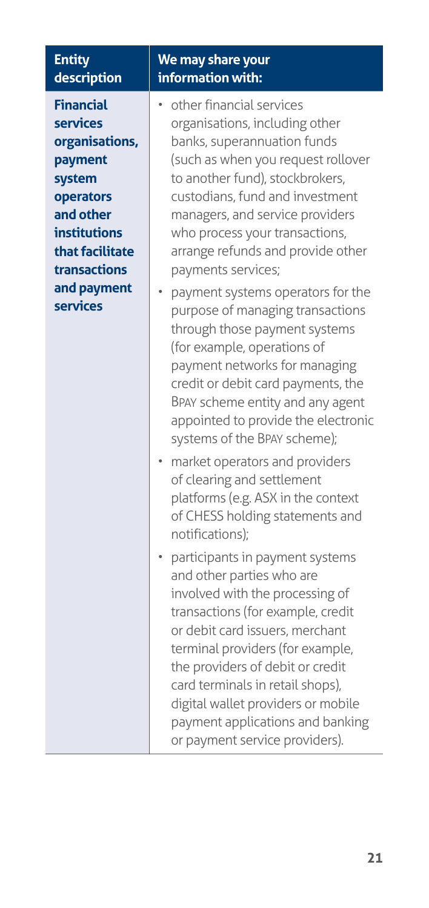| Entity description | We may share your information with: |
| --- | --- |
| **Financial services organisations, payment system operators and other institutions that facilitate transactions and payment services** | • other financial services organisations, including other banks, superannuation funds (such as when you request rollover to another fund), stockbrokers, custodians, fund and investment managers, and service providers who process your transactions, arrange refunds and provide other payments services;<br>• payment systems operators for the purpose of managing transactions through those payment systems (for example, operations of payment networks for managing credit or debit card payments, the BPAY scheme entity and any agent appointed to provide the electronic systems of the BPAY scheme);<br>• market operators and providers of clearing and settlement platforms (e.g. ASX in the context of CHESS holding statements and notifications);<br>• participants in payment systems and other parties who are involved with the processing of transactions (for example, credit or debit card issuers, merchant terminal providers (for example, the providers of debit or credit card terminals in retail shops), digital wallet providers or mobile payment applications and banking or payment service providers). |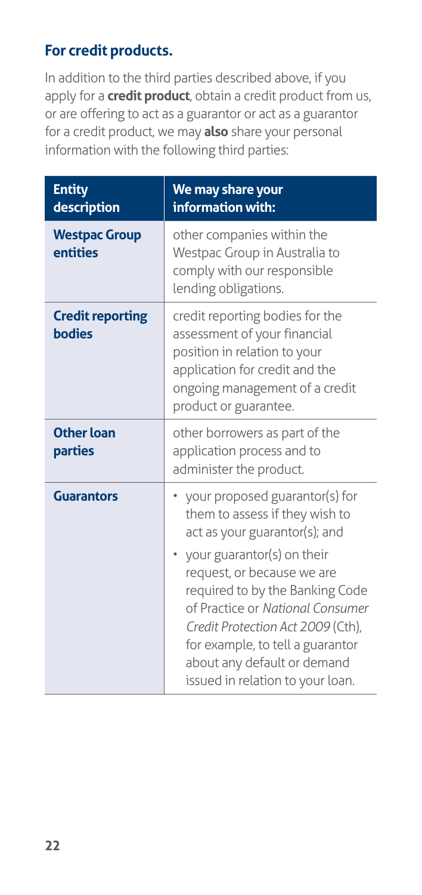## For credit products.

In addition to the third parties described above, if you apply for a **credit product**, obtain a credit product from us, or are offering to act as a guarantor or act as a guarantor for a credit product, we may **also** share your personal information with the following third parties:

| Entity description | We may share your information with: |
|---|---|
| **Westpac Group entities** | other companies within the Westpac Group in Australia to comply with our responsible lending obligations. |
| **Credit reporting bodies** | credit reporting bodies for the assessment of your financial position in relation to your application for credit and the ongoing management of a credit product or guarantee. |
| **Other loan parties** | other borrowers as part of the application process and to administer the product. |
| **Guarantors** | • your proposed guarantor(s) for them to assess if they wish to act as your guarantor(s); and<br>• your guarantor(s) on their request, or because we are required to by the Banking Code of Practice or *National Consumer Credit Protection Act 2009* (Cth), for example, to tell a guarantor about any default or demand issued in relation to your loan. |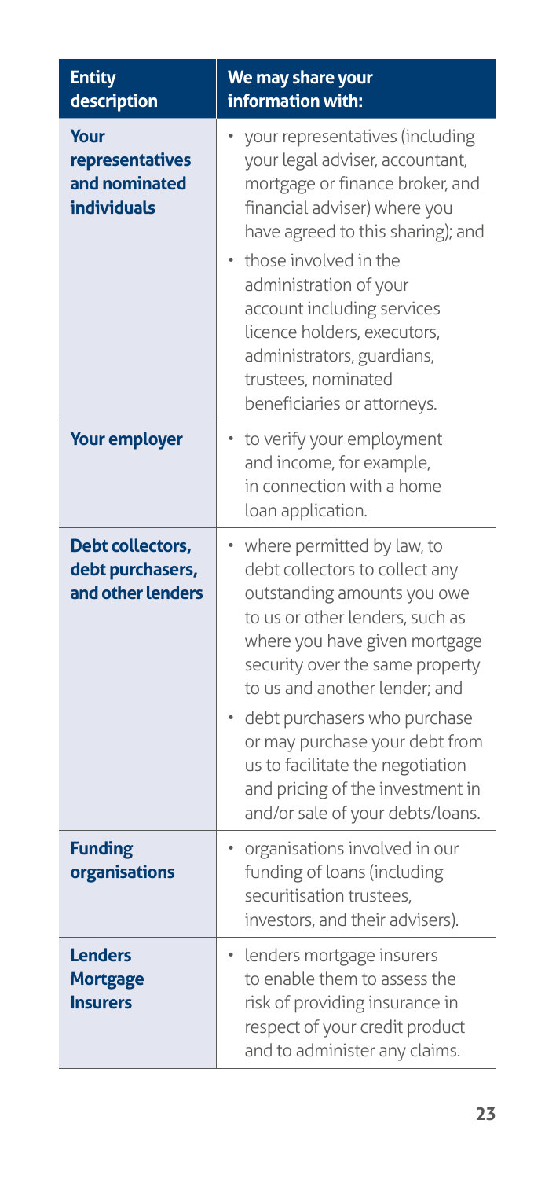| Entity description | We may share your information with: |
| --- | --- |
| **Your representatives and nominated individuals** | • your representatives (including your legal adviser, accountant, mortgage or finance broker, and financial adviser) where you have agreed to this sharing); and<br>• those involved in the administration of your account including services licence holders, executors, administrators, guardians, trustees, nominated beneficiaries or attorneys. |
| **Your employer** | • to verify your employment and income, for example, in connection with a home loan application. |
| **Debt collectors, debt purchasers, and other lenders** | • where permitted by law, to debt collectors to collect any outstanding amounts you owe to us or other lenders, such as where you have given mortgage security over the same property to us and another lender; and<br>• debt purchasers who purchase or may purchase your debt from us to facilitate the negotiation and pricing of the investment in and/or sale of your debts/loans. |
| **Funding organisations** | • organisations involved in our funding of loans (including securitisation trustees, investors, and their advisers). |
| **Lenders Mortgage Insurers** | • lenders mortgage insurers to enable them to assess the risk of providing insurance in respect of your credit product and to administer any claims. |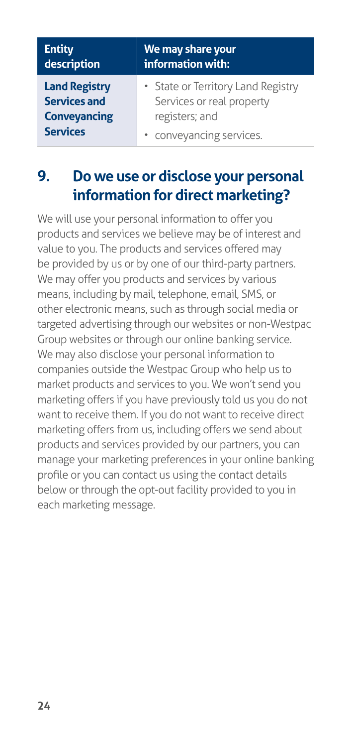| Entity description | We may share your information with: |
| --- | --- |
| **Land Registry Services and Conveyancing Services** | • State or Territory Land Registry Services or real property registers; and<br>• conveyancing services. |

## 9. Do we use or disclose your personal information for direct marketing?

We will use your personal information to offer you products and services we believe may be of interest and value to you. The products and services offered may be provided by us or by one of our third-party partners. We may offer you products and services by various means, including by mail, telephone, email, SMS, or other electronic means, such as through social media or targeted advertising through our websites or non-Westpac Group websites or through our online banking service. We may also disclose your personal information to companies outside the Westpac Group who help us to market products and services to you. We won't send you marketing offers if you have previously told us you do not want to receive them. If you do not want to receive direct marketing offers from us, including offers we send about products and services provided by our partners, you can manage your marketing preferences in your online banking profile or you can contact us using the contact details below or through the opt-out facility provided to you in each marketing message.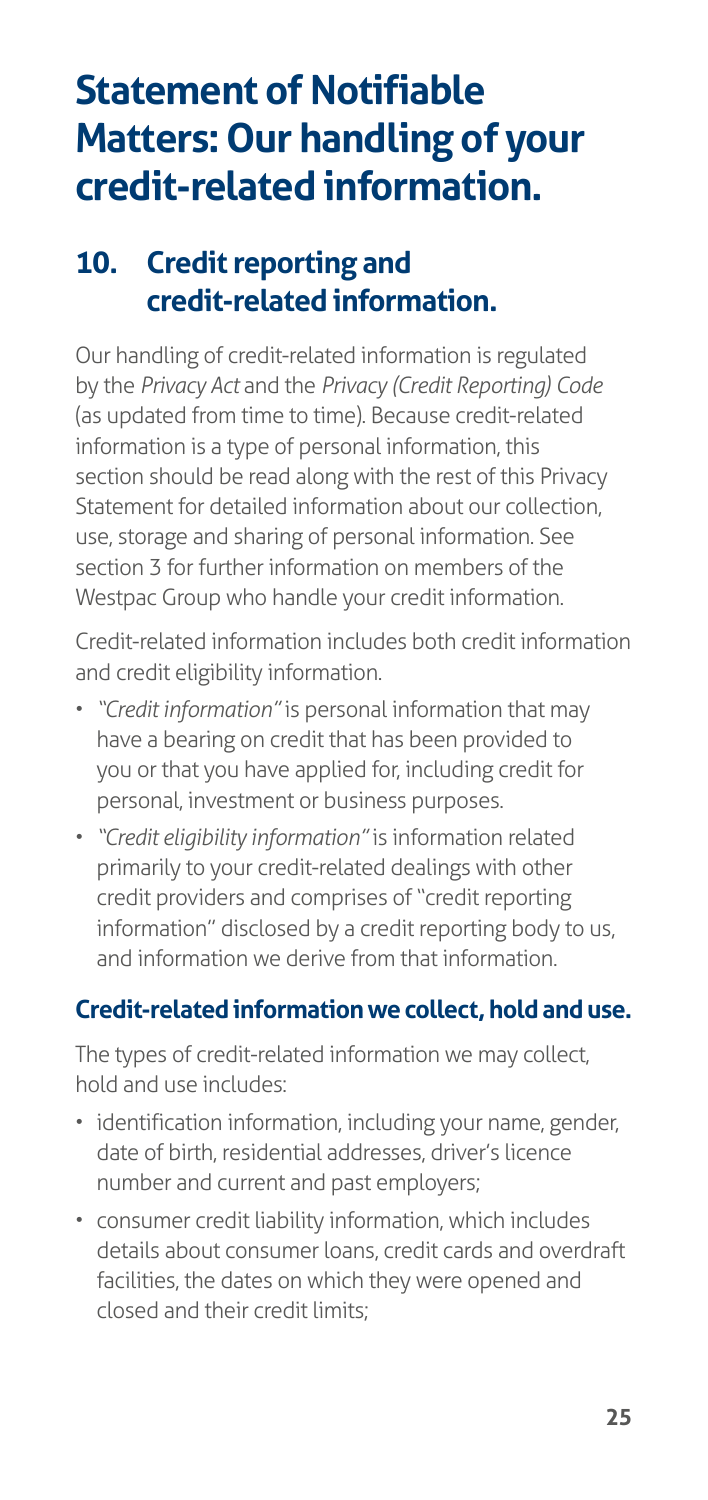# Statement of Notifiable Matters: Our handling of your credit-related information.

## 10. Credit reporting and credit-related information.

Our handling of credit-related information is regulated by the *Privacy Act* and the *Privacy (Credit Reporting) Code* (as updated from time to time). Because credit-related information is a type of personal information, this section should be read along with the rest of this Privacy Statement for detailed information about our collection, use, storage and sharing of personal information. See section 3 for further information on members of the Westpac Group who handle your credit information.

Credit-related information includes both credit information and credit eligibility information.

- *"Credit information"* is personal information that may have a bearing on credit that has been provided to you or that you have applied for, including credit for personal, investment or business purposes.
- *"Credit eligibility information"* is information related primarily to your credit-related dealings with other credit providers and comprises of "credit reporting information" disclosed by a credit reporting body to us, and information we derive from that information.

### Credit-related information we collect, hold and use.

The types of credit-related information we may collect, hold and use includes:

- identification information, including your name, gender, date of birth, residential addresses, driver's licence number and current and past employers;
- consumer credit liability information, which includes details about consumer loans, credit cards and overdraft facilities, the dates on which they were opened and closed and their credit limits;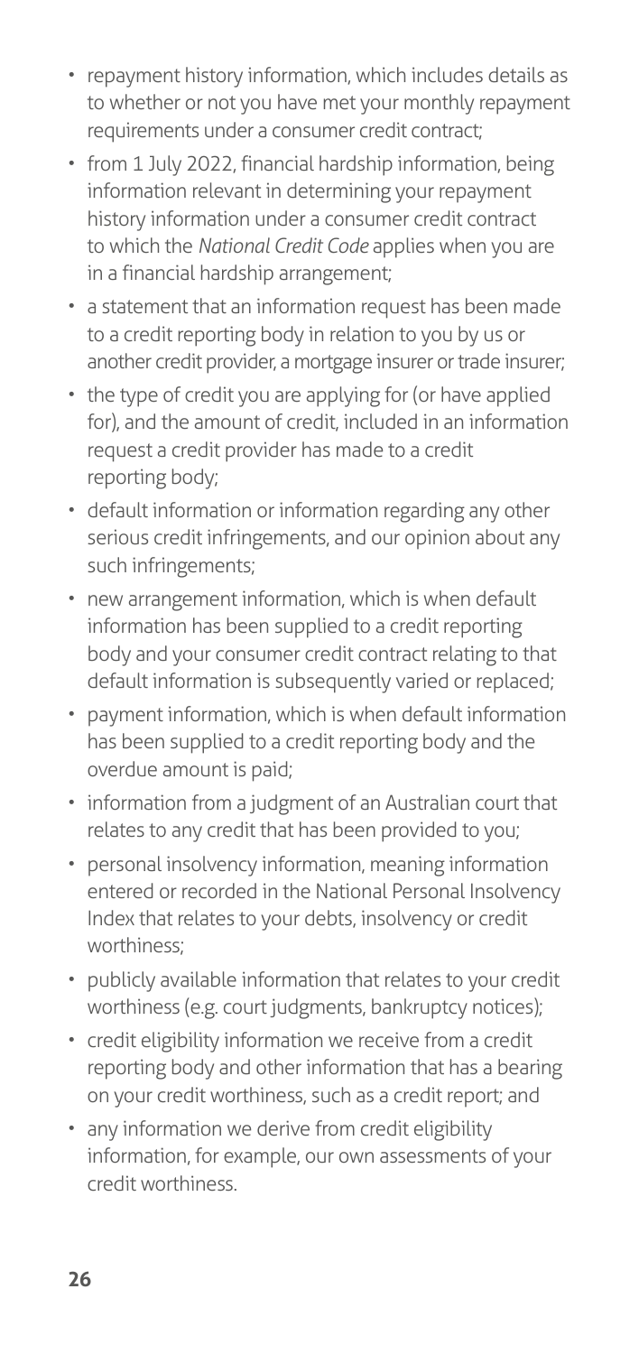- repayment history information, which includes details as to whether or not you have met your monthly repayment requirements under a consumer credit contract;
- from 1 July 2022, financial hardship information, being information relevant in determining your repayment history information under a consumer credit contract to which the *National Credit Code* applies when you are in a financial hardship arrangement;
- a statement that an information request has been made to a credit reporting body in relation to you by us or another credit provider, a mortgage insurer or trade insurer;
- the type of credit you are applying for (or have applied for), and the amount of credit, included in an information request a credit provider has made to a credit reporting body;
- default information or information regarding any other serious credit infringements, and our opinion about any such infringements;
- new arrangement information, which is when default information has been supplied to a credit reporting body and your consumer credit contract relating to that default information is subsequently varied or replaced;
- payment information, which is when default information has been supplied to a credit reporting body and the overdue amount is paid;
- information from a judgment of an Australian court that relates to any credit that has been provided to you;
- personal insolvency information, meaning information entered or recorded in the National Personal Insolvency Index that relates to your debts, insolvency or credit worthiness;
- publicly available information that relates to your credit worthiness (e.g. court judgments, bankruptcy notices);
- credit eligibility information we receive from a credit reporting body and other information that has a bearing on your credit worthiness, such as a credit report; and
- any information we derive from credit eligibility information, for example, our own assessments of your credit worthiness.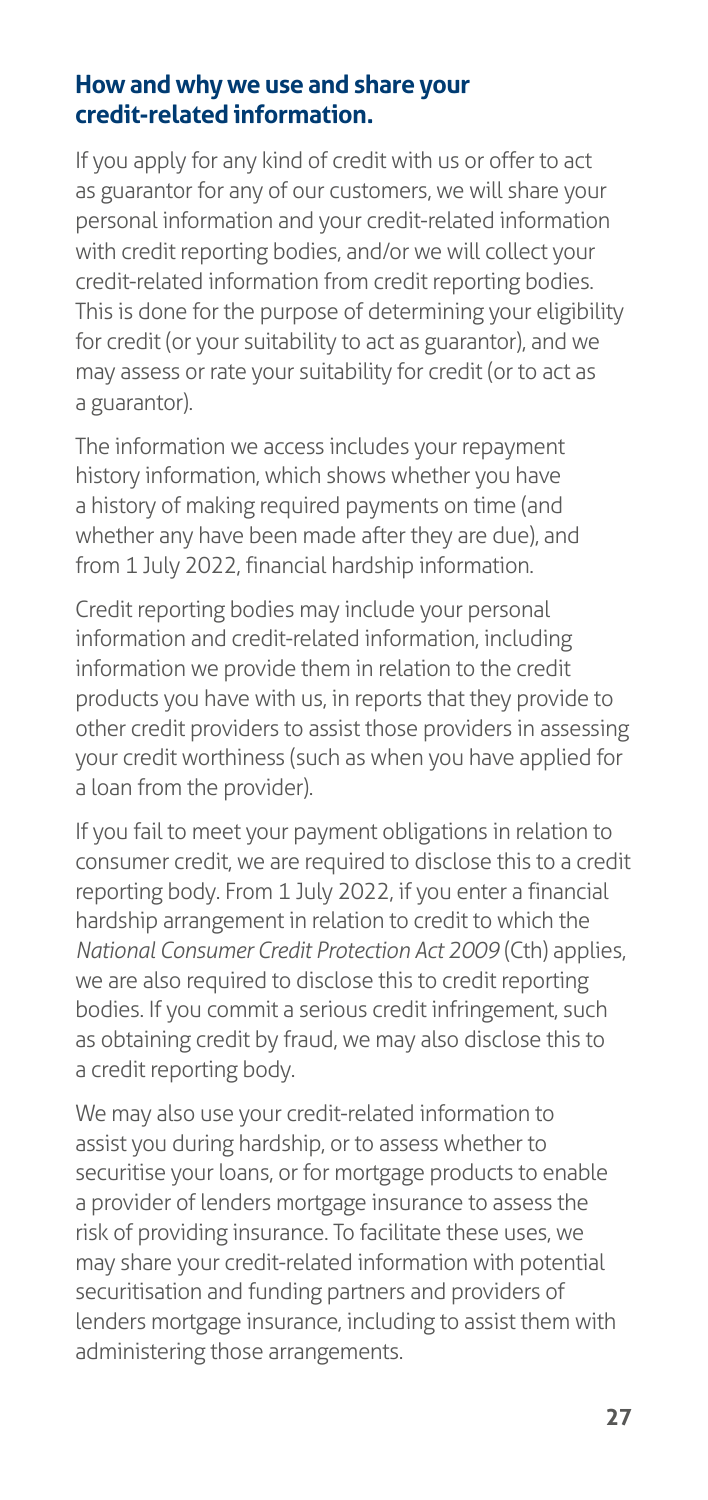## How and why we use and share your credit-related information.

If you apply for any kind of credit with us or offer to act as guarantor for any of our customers, we will share your personal information and your credit-related information with credit reporting bodies, and/or we will collect your credit-related information from credit reporting bodies. This is done for the purpose of determining your eligibility for credit (or your suitability to act as guarantor), and we may assess or rate your suitability for credit (or to act as a guarantor).

The information we access includes your repayment history information, which shows whether you have a history of making required payments on time (and whether any have been made after they are due), and from 1 July 2022, financial hardship information.

Credit reporting bodies may include your personal information and credit-related information, including information we provide them in relation to the credit products you have with us, in reports that they provide to other credit providers to assist those providers in assessing your credit worthiness (such as when you have applied for a loan from the provider).

If you fail to meet your payment obligations in relation to consumer credit, we are required to disclose this to a credit reporting body. From 1 July 2022, if you enter a financial hardship arrangement in relation to credit to which the *National Consumer Credit Protection Act 2009* (Cth) applies, we are also required to disclose this to credit reporting bodies. If you commit a serious credit infringement, such as obtaining credit by fraud, we may also disclose this to a credit reporting body.

We may also use your credit-related information to assist you during hardship, or to assess whether to securitise your loans, or for mortgage products to enable a provider of lenders mortgage insurance to assess the risk of providing insurance. To facilitate these uses, we may share your credit-related information with potential securitisation and funding partners and providers of lenders mortgage insurance, including to assist them with administering those arrangements.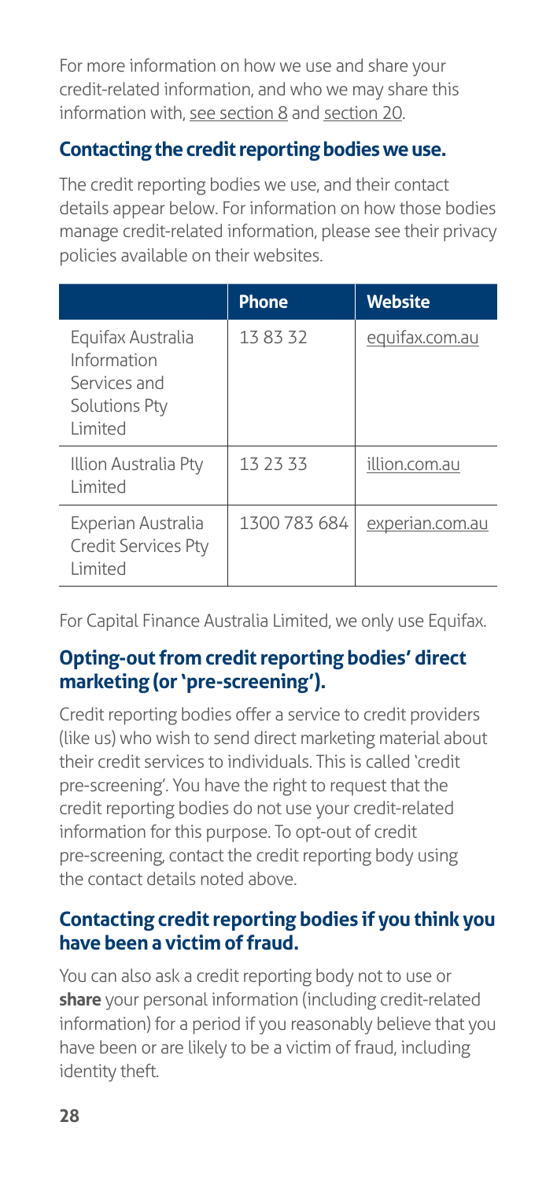For more information on how we use and share your credit-related information, and who we may share this information with, see section 8 and section 20.

### Contacting the credit reporting bodies we use.

The credit reporting bodies we use, and their contact details appear below. For information on how those bodies manage credit-related information, please see their privacy policies available on their websites.

| | Phone | Website |
|---|---|---|
| Equifax Australia Information Services and Solutions Pty Limited | 13 83 32 | equifax.com.au |
| Illion Australia Pty Limited | 13 23 33 | illion.com.au |
| Experian Australia Credit Services Pty Limited | 1300 783 684 | experian.com.au |

For Capital Finance Australia Limited, we only use Equifax.

### Opting-out from credit reporting bodies' direct marketing (or 'pre-screening').

Credit reporting bodies offer a service to credit providers (like us) who wish to send direct marketing material about their credit services to individuals. This is called 'credit pre-screening'. You have the right to request that the credit reporting bodies do not use your credit-related information for this purpose. To opt-out of credit pre-screening, contact the credit reporting body using the contact details noted above.

### Contacting credit reporting bodies if you think you have been a victim of fraud.

You can also ask a credit reporting body not to use or **share** your personal information (including credit-related information) for a period if you reasonably believe that you have been or are likely to be a victim of fraud, including identity theft.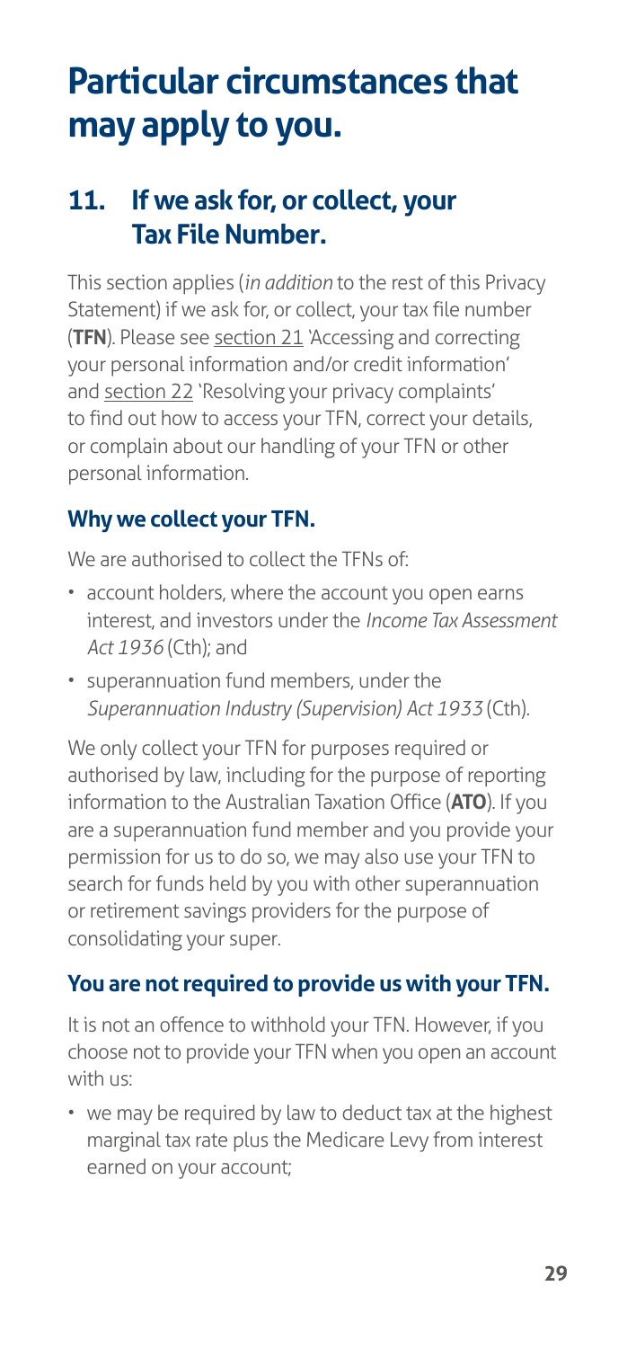# Particular circumstances that may apply to you.

## 11. If we ask for, or collect, your Tax File Number.

This section applies (*in addition* to the rest of this Privacy Statement) if we ask for, or collect, your tax file number (**TFN**). Please see section 21 'Accessing and correcting your personal information and/or credit information' and section 22 'Resolving your privacy complaints' to find out how to access your TFN, correct your details, or complain about our handling of your TFN or other personal information.

### Why we collect your TFN.

We are authorised to collect the TFNs of:

- account holders, where the account you open earns interest, and investors under the *Income Tax Assessment Act 1936* (Cth); and
- superannuation fund members, under the *Superannuation Industry (Supervision) Act 1933* (Cth).

We only collect your TFN for purposes required or authorised by law, including for the purpose of reporting information to the Australian Taxation Office (**ATO**). If you are a superannuation fund member and you provide your permission for us to do so, we may also use your TFN to search for funds held by you with other superannuation or retirement savings providers for the purpose of consolidating your super.

### You are not required to provide us with your TFN.

It is not an offence to withhold your TFN. However, if you choose not to provide your TFN when you open an account with us:

- we may be required by law to deduct tax at the highest marginal tax rate plus the Medicare Levy from interest earned on your account;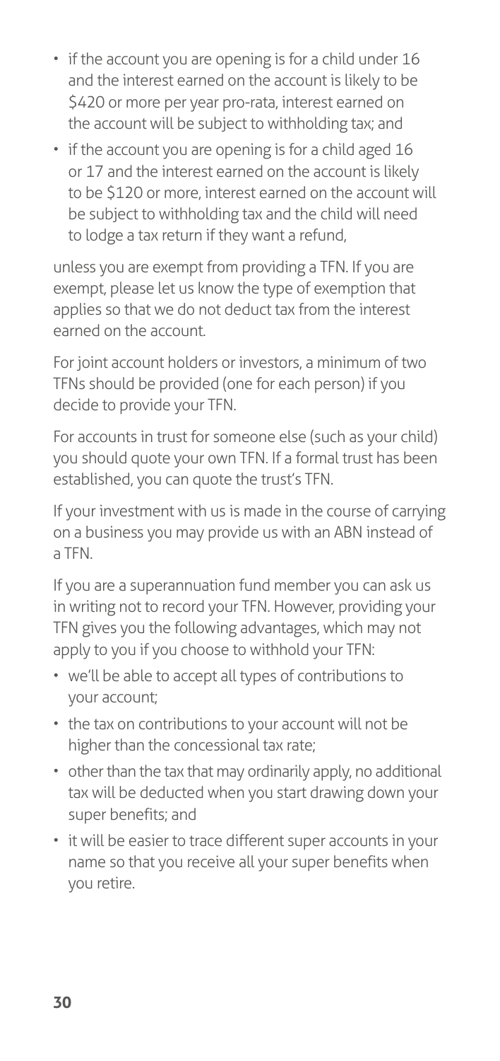- if the account you are opening is for a child under 16 and the interest earned on the account is likely to be $420 or more per year pro-rata, interest earned on the account will be subject to withholding tax; and
- if the account you are opening is for a child aged 16 or 17 and the interest earned on the account is likely to be $120 or more, interest earned on the account will be subject to withholding tax and the child will need to lodge a tax return if they want a refund,

unless you are exempt from providing a TFN. If you are exempt, please let us know the type of exemption that applies so that we do not deduct tax from the interest earned on the account.

For joint account holders or investors, a minimum of two TFNs should be provided (one for each person) if you decide to provide your TFN.

For accounts in trust for someone else (such as your child) you should quote your own TFN. If a formal trust has been established, you can quote the trust's TFN.

If your investment with us is made in the course of carrying on a business you may provide us with an ABN instead of a TFN.

If you are a superannuation fund member you can ask us in writing not to record your TFN. However, providing your TFN gives you the following advantages, which may not apply to you if you choose to withhold your TFN:

- we'll be able to accept all types of contributions to your account;
- the tax on contributions to your account will not be higher than the concessional tax rate;
- other than the tax that may ordinarily apply, no additional tax will be deducted when you start drawing down your super benefits; and
- it will be easier to trace different super accounts in your name so that you receive all your super benefits when you retire.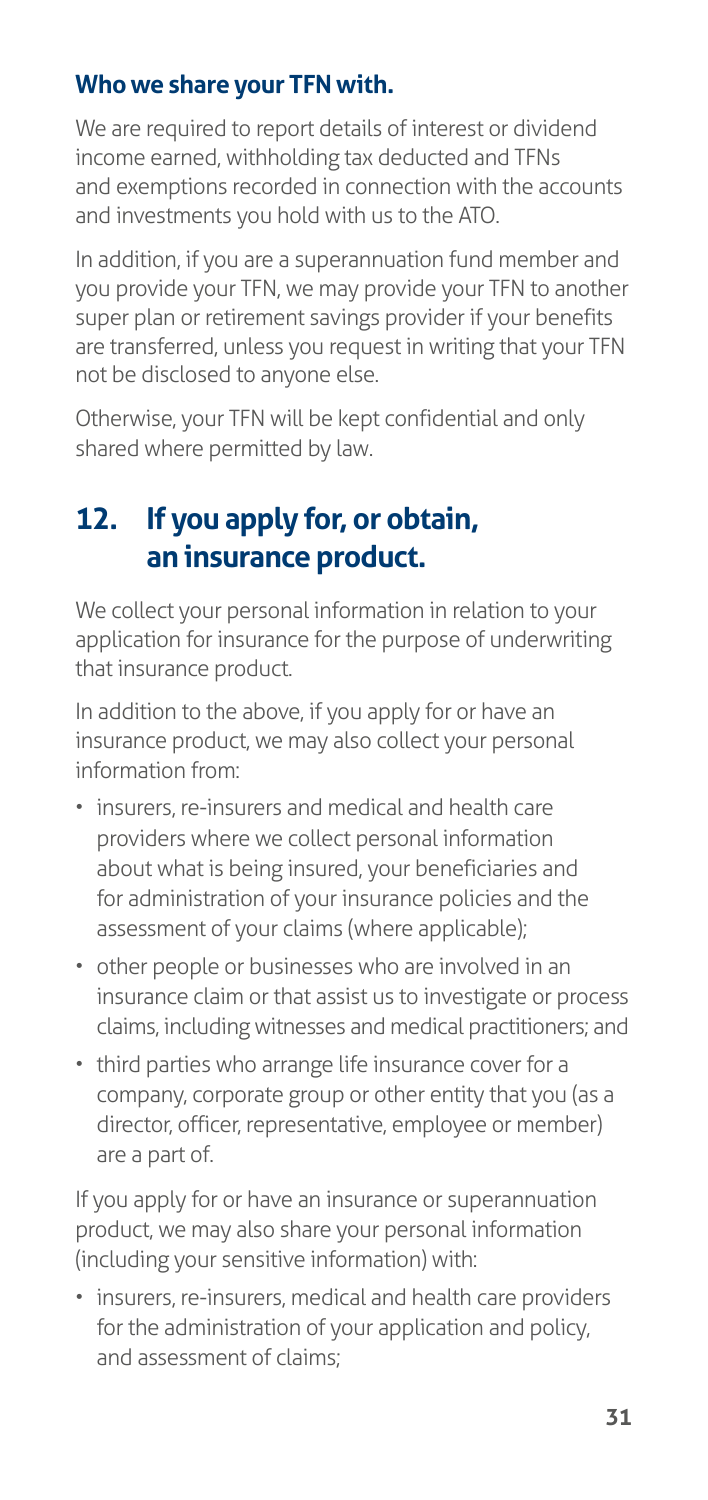### Who we share your TFN with.

We are required to report details of interest or dividend income earned, withholding tax deducted and TFNs and exemptions recorded in connection with the accounts and investments you hold with us to the ATO.

In addition, if you are a superannuation fund member and you provide your TFN, we may provide your TFN to another super plan or retirement savings provider if your benefits are transferred, unless you request in writing that your TFN not be disclosed to anyone else.

Otherwise, your TFN will be kept confidential and only shared where permitted by law.

## 12. If you apply for, or obtain, an insurance product.

We collect your personal information in relation to your application for insurance for the purpose of underwriting that insurance product.

In addition to the above, if you apply for or have an insurance product, we may also collect your personal information from:

- insurers, re-insurers and medical and health care providers where we collect personal information about what is being insured, your beneficiaries and for administration of your insurance policies and the assessment of your claims (where applicable);
- other people or businesses who are involved in an insurance claim or that assist us to investigate or process claims, including witnesses and medical practitioners; and
- third parties who arrange life insurance cover for a company, corporate group or other entity that you (as a director, officer, representative, employee or member) are a part of.

If you apply for or have an insurance or superannuation product, we may also share your personal information (including your sensitive information) with:

- insurers, re-insurers, medical and health care providers for the administration of your application and policy, and assessment of claims;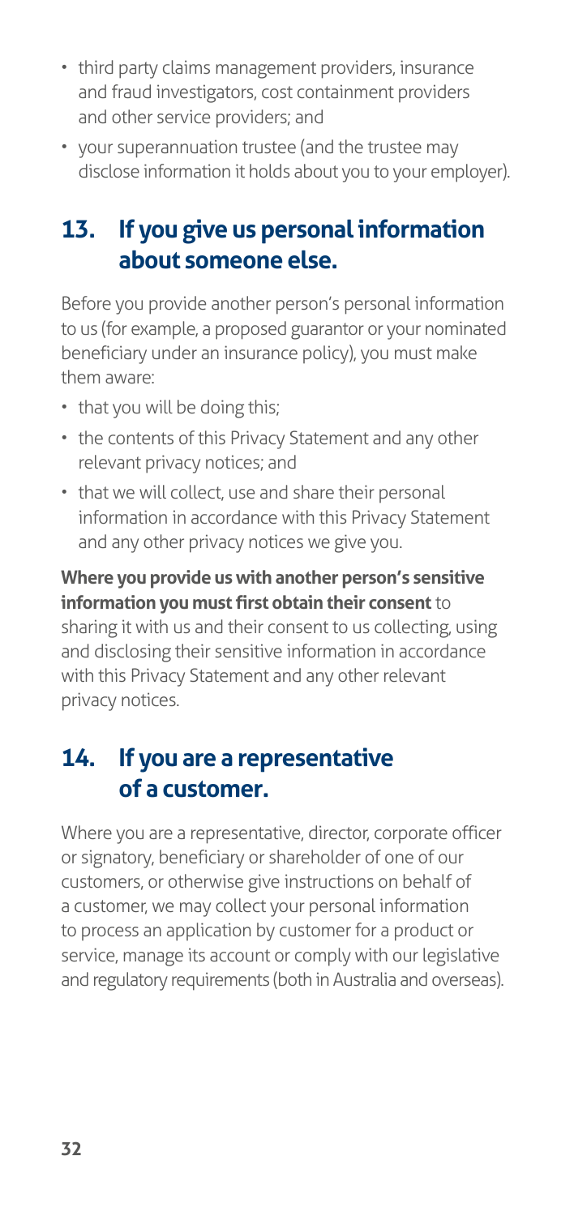- third party claims management providers, insurance and fraud investigators, cost containment providers and other service providers; and
- your superannuation trustee (and the trustee may disclose information it holds about you to your employer).

## 13. If you give us personal information about someone else.

Before you provide another person's personal information to us (for example, a proposed guarantor or your nominated beneficiary under an insurance policy), you must make them aware:

- that you will be doing this;
- the contents of this Privacy Statement and any other relevant privacy notices; and
- that we will collect, use and share their personal information in accordance with this Privacy Statement and any other privacy notices we give you.

**Where you provide us with another person's sensitive information you must first obtain their consent** to sharing it with us and their consent to us collecting, using and disclosing their sensitive information in accordance with this Privacy Statement and any other relevant privacy notices.

## 14. If you are a representative of a customer.

Where you are a representative, director, corporate officer or signatory, beneficiary or shareholder of one of our customers, or otherwise give instructions on behalf of a customer, we may collect your personal information to process an application by customer for a product or service, manage its account or comply with our legislative and regulatory requirements (both in Australia and overseas).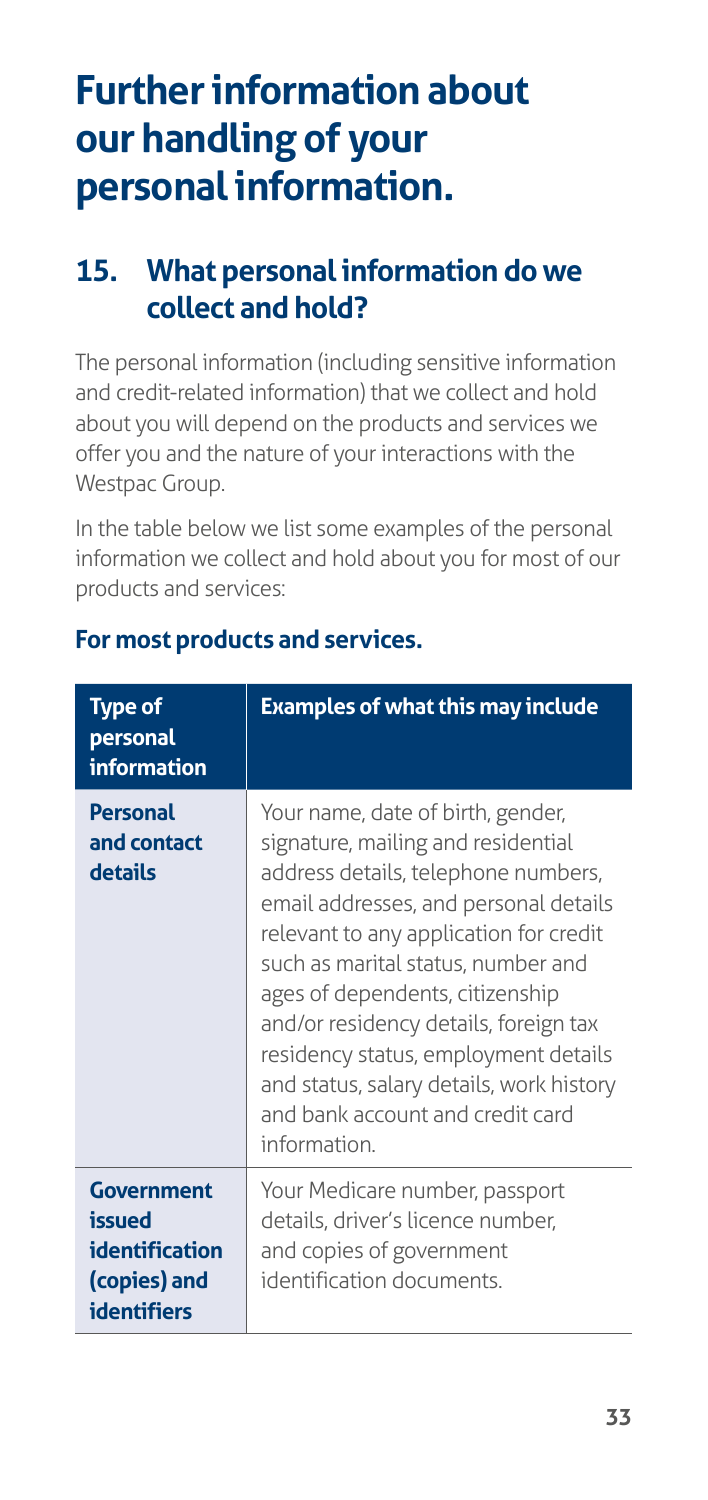# Further information about our handling of your personal information.

## 15. What personal information do we collect and hold?

The personal information (including sensitive information and credit-related information) that we collect and hold about you will depend on the products and services we offer you and the nature of your interactions with the Westpac Group.

In the table below we list some examples of the personal information we collect and hold about you for most of our products and services:

### For most products and services.

| Type of personal information | Examples of what this may include |
|---|---|
| **Personal and contact details** | Your name, date of birth, gender, signature, mailing and residential address details, telephone numbers, email addresses, and personal details relevant to any application for credit such as marital status, number and ages of dependents, citizenship and/or residency details, foreign tax residency status, employment details and status, salary details, work history and bank account and credit card information. |
| **Government issued identification (copies) and identifiers** | Your Medicare number, passport details, driver's licence number, and copies of government identification documents. |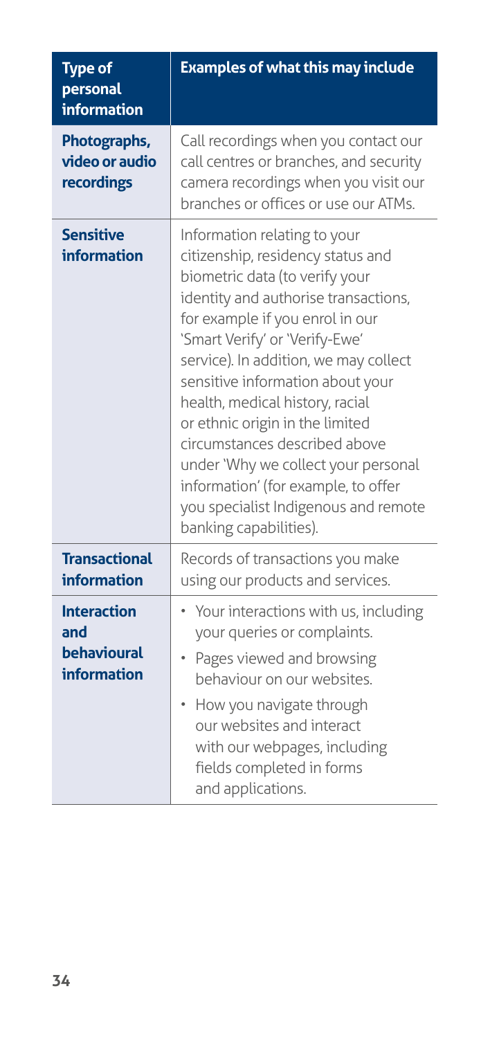| Type of personal information | Examples of what this may include |
|---|---|
| **Photographs, video or audio recordings** | Call recordings when you contact our call centres or branches, and security camera recordings when you visit our branches or offices or use our ATMs. |
| **Sensitive information** | Information relating to your citizenship, residency status and biometric data (to verify your identity and authorise transactions, for example if you enrol in our 'Smart Verify' or 'Verify-Ewe' service). In addition, we may collect sensitive information about your health, medical history, racial or ethnic origin in the limited circumstances described above under 'Why we collect your personal information' (for example, to offer you specialist Indigenous and remote banking capabilities). |
| **Transactional information** | Records of transactions you make using our products and services. |
| **Interaction and behavioural information** | • Your interactions with us, including your queries or complaints.<br>• Pages viewed and browsing behaviour on our websites.<br>• How you navigate through our websites and interact with our webpages, including fields completed in forms and applications. |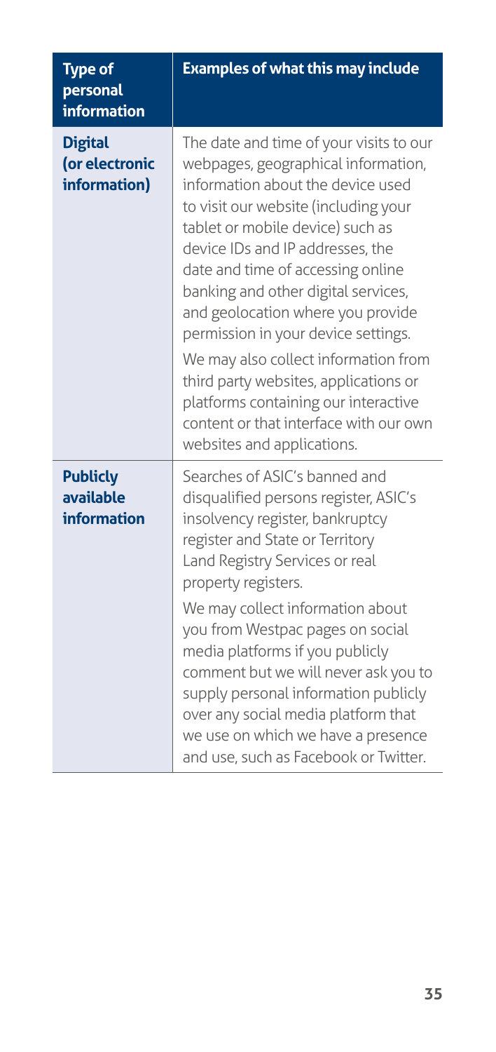| Type of personal information | Examples of what this may include |
| --- | --- |
| **Digital (or electronic information)** | The date and time of your visits to our webpages, geographical information, information about the device used to visit our website (including your tablet or mobile device) such as device IDs and IP addresses, the date and time of accessing online banking and other digital services, and geolocation where you provide permission in your device settings.<br><br>We may also collect information from third party websites, applications or platforms containing our interactive content or that interface with our own websites and applications. |
| **Publicly available information** | Searches of ASIC's banned and disqualified persons register, ASIC's insolvency register, bankruptcy register and State or Territory Land Registry Services or real property registers.<br><br>We may collect information about you from Westpac pages on social media platforms if you publicly comment but we will never ask you to supply personal information publicly over any social media platform that we use on which we have a presence and use, such as Facebook or Twitter. |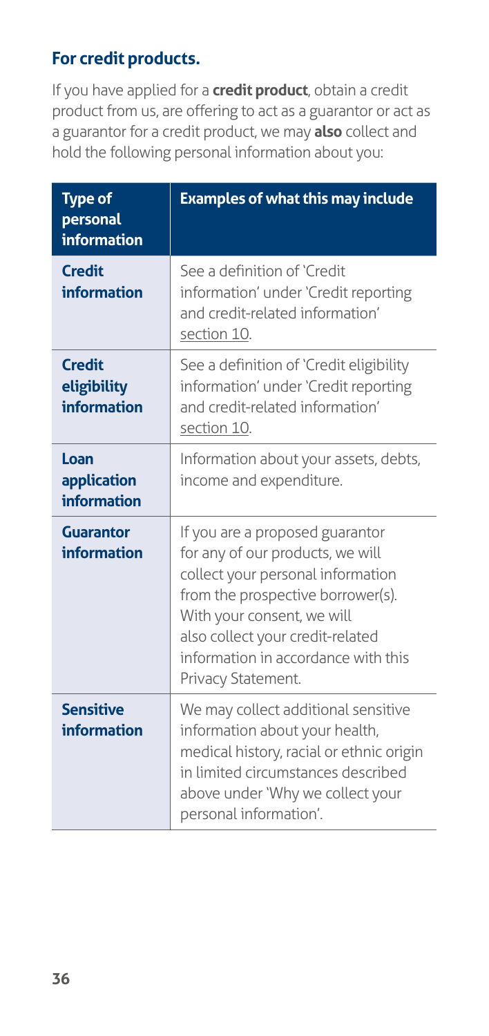## For credit products.

If you have applied for a **credit product**, obtain a credit product from us, are offering to act as a guarantor or act as a guarantor for a credit product, we may **also** collect and hold the following personal information about you:

| Type of personal information | Examples of what this may include |
|---|---|
| **Credit information** | See a definition of 'Credit information' under 'Credit reporting and credit-related information' section 10. |
| **Credit eligibility information** | See a definition of 'Credit eligibility information' under 'Credit reporting and credit-related information' section 10. |
| **Loan application information** | Information about your assets, debts, income and expenditure. |
| **Guarantor information** | If you are a proposed guarantor for any of our products, we will collect your personal information from the prospective borrower(s). With your consent, we will also collect your credit-related information in accordance with this Privacy Statement. |
| **Sensitive information** | We may collect additional sensitive information about your health, medical history, racial or ethnic origin in limited circumstances described above under 'Why we collect your personal information'. |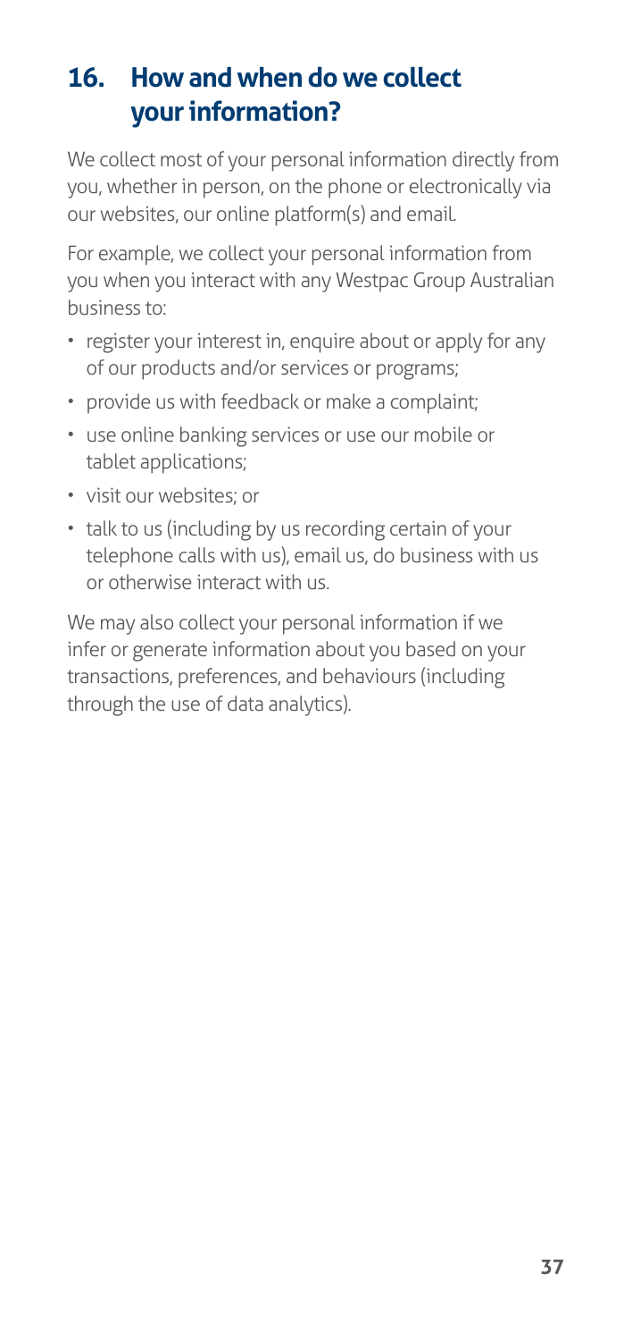## 16. How and when do we collect your information?

We collect most of your personal information directly from you, whether in person, on the phone or electronically via our websites, our online platform(s) and email.

For example, we collect your personal information from you when you interact with any Westpac Group Australian business to:

- register your interest in, enquire about or apply for any of our products and/or services or programs;
- provide us with feedback or make a complaint;
- use online banking services or use our mobile or tablet applications;
- visit our websites; or
- talk to us (including by us recording certain of your telephone calls with us), email us, do business with us or otherwise interact with us.

We may also collect your personal information if we infer or generate information about you based on your transactions, preferences, and behaviours (including through the use of data analytics).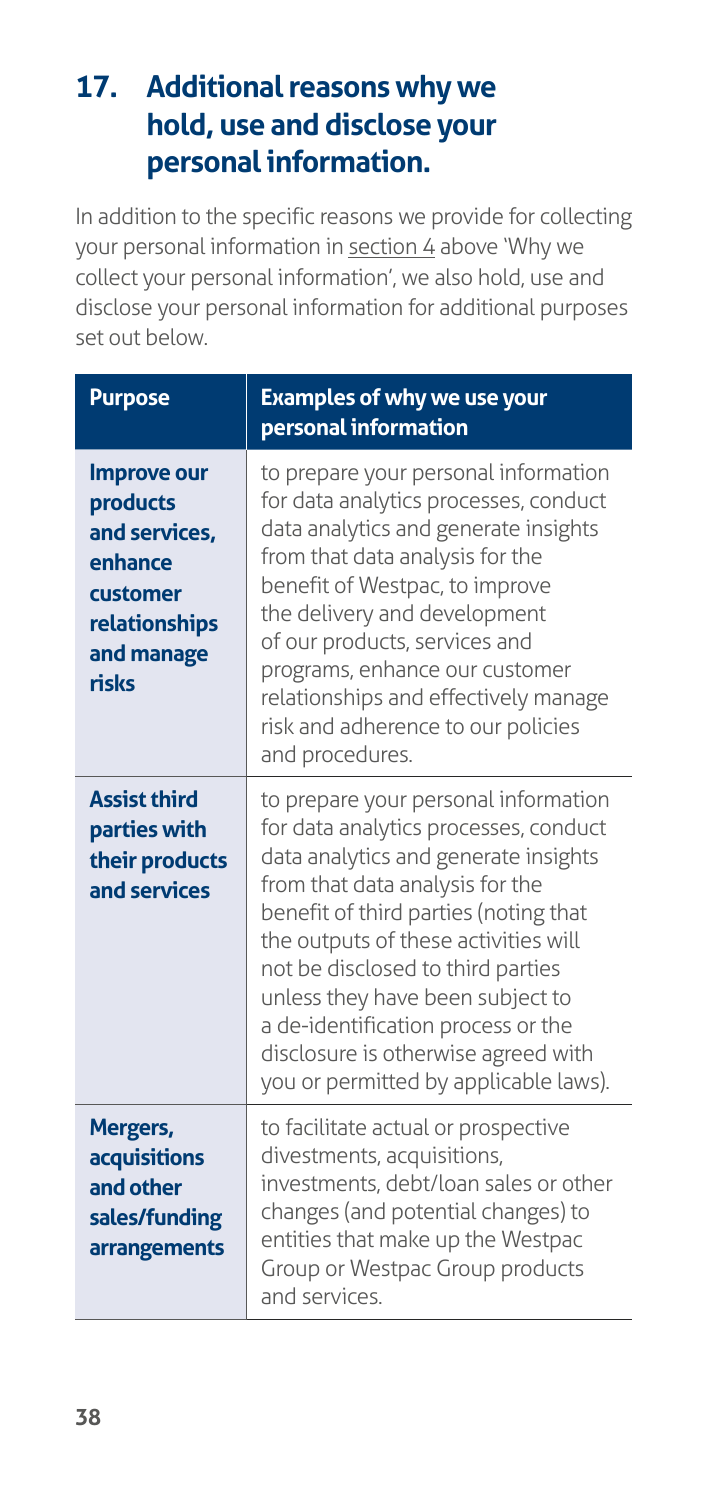## 17. Additional reasons why we hold, use and disclose your personal information.

In addition to the specific reasons we provide for collecting your personal information in section 4 above 'Why we collect your personal information', we also hold, use and disclose your personal information for additional purposes set out below.

| Purpose | Examples of why we use your personal information |
| --- | --- |
| **Improve our products and services, enhance customer relationships and manage risks** | to prepare your personal information for data analytics processes, conduct data analytics and generate insights from that data analysis for the benefit of Westpac, to improve the delivery and development of our products, services and programs, enhance our customer relationships and effectively manage risk and adherence to our policies and procedures. |
| **Assist third parties with their products and services** | to prepare your personal information for data analytics processes, conduct data analytics and generate insights from that data analysis for the benefit of third parties (noting that the outputs of these activities will not be disclosed to third parties unless they have been subject to a de-identification process or the disclosure is otherwise agreed with you or permitted by applicable laws). |
| **Mergers, acquisitions and other sales/funding arrangements** | to facilitate actual or prospective divestments, acquisitions, investments, debt/loan sales or other changes (and potential changes) to entities that make up the Westpac Group or Westpac Group products and services. |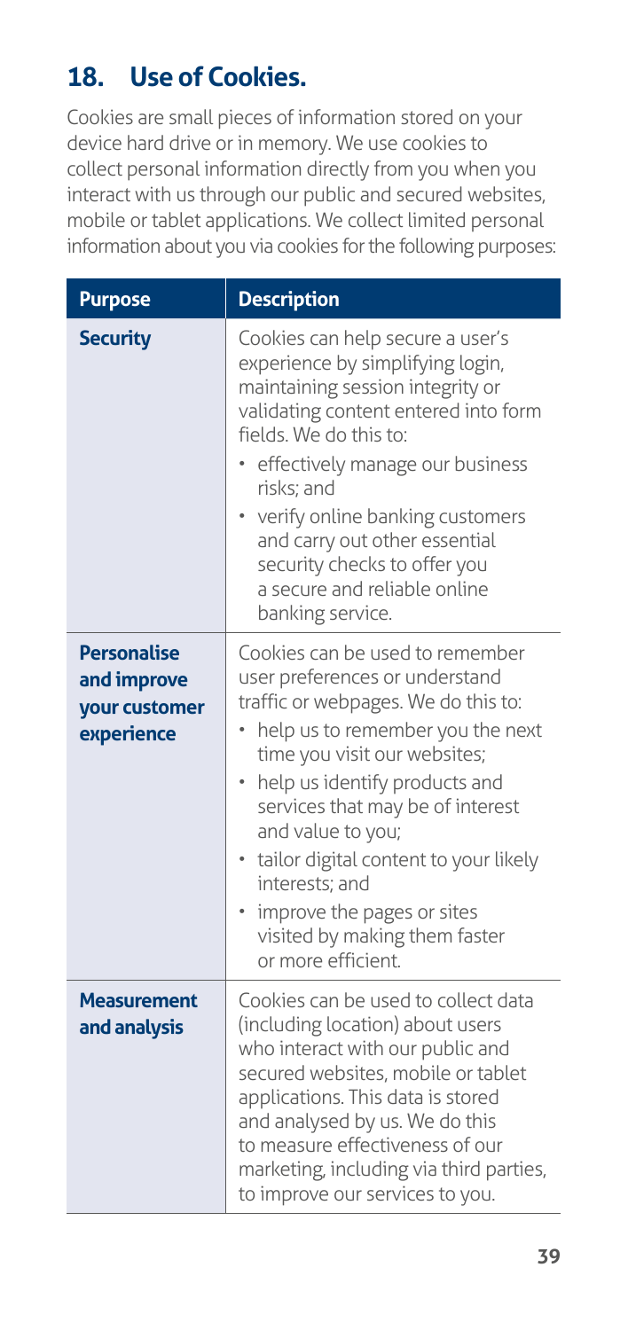## 18. Use of Cookies.

Cookies are small pieces of information stored on your device hard drive or in memory. We use cookies to collect personal information directly from you when you interact with us through our public and secured websites, mobile or tablet applications. We collect limited personal information about you via cookies for the following purposes:

| Purpose | Description |
|---|---|
| **Security** | Cookies can help secure a user's experience by simplifying login, maintaining session integrity or validating content entered into form fields. We do this to:<br>• effectively manage our business risks; and<br>• verify online banking customers and carry out other essential security checks to offer you a secure and reliable online banking service. |
| **Personalise and improve your customer experience** | Cookies can be used to remember user preferences or understand traffic or webpages. We do this to:<br>• help us to remember you the next time you visit our websites;<br>• help us identify products and services that may be of interest and value to you;<br>• tailor digital content to your likely interests; and<br>• improve the pages or sites visited by making them faster or more efficient. |
| **Measurement and analysis** | Cookies can be used to collect data (including location) about users who interact with our public and secured websites, mobile or tablet applications. This data is stored and analysed by us. We do this to measure effectiveness of our marketing, including via third parties, to improve our services to you. |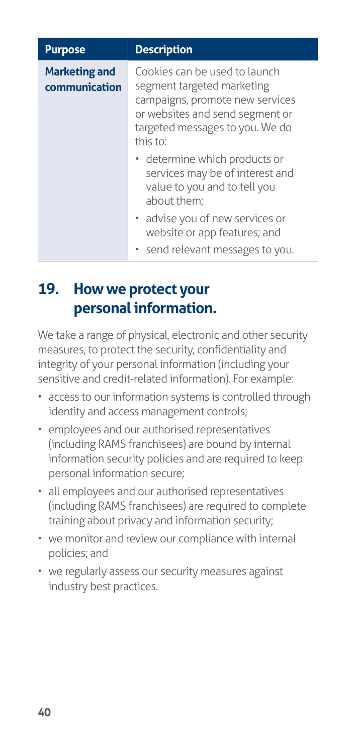| Purpose | Description |
| --- | --- |
| **Marketing and communication** | Cookies can be used to launch segment targeted marketing campaigns, promote new services or websites and send segment or targeted messages to you. We do this to:<br>• determine which products or services may be of interest and value to you and to tell you about them;<br>• advise you of new services or website or app features; and<br>• send relevant messages to you. |

## 19. How we protect your personal information.

We take a range of physical, electronic and other security measures, to protect the security, confidentiality and integrity of your personal information (including your sensitive and credit-related information). For example:

- access to our information systems is controlled through identity and access management controls;
- employees and our authorised representatives (including RAMS franchisees) are bound by internal information security policies and are required to keep personal information secure;
- all employees and our authorised representatives (including RAMS franchisees) are required to complete training about privacy and information security;
- we monitor and review our compliance with internal policies; and
- we regularly assess our security measures against industry best practices.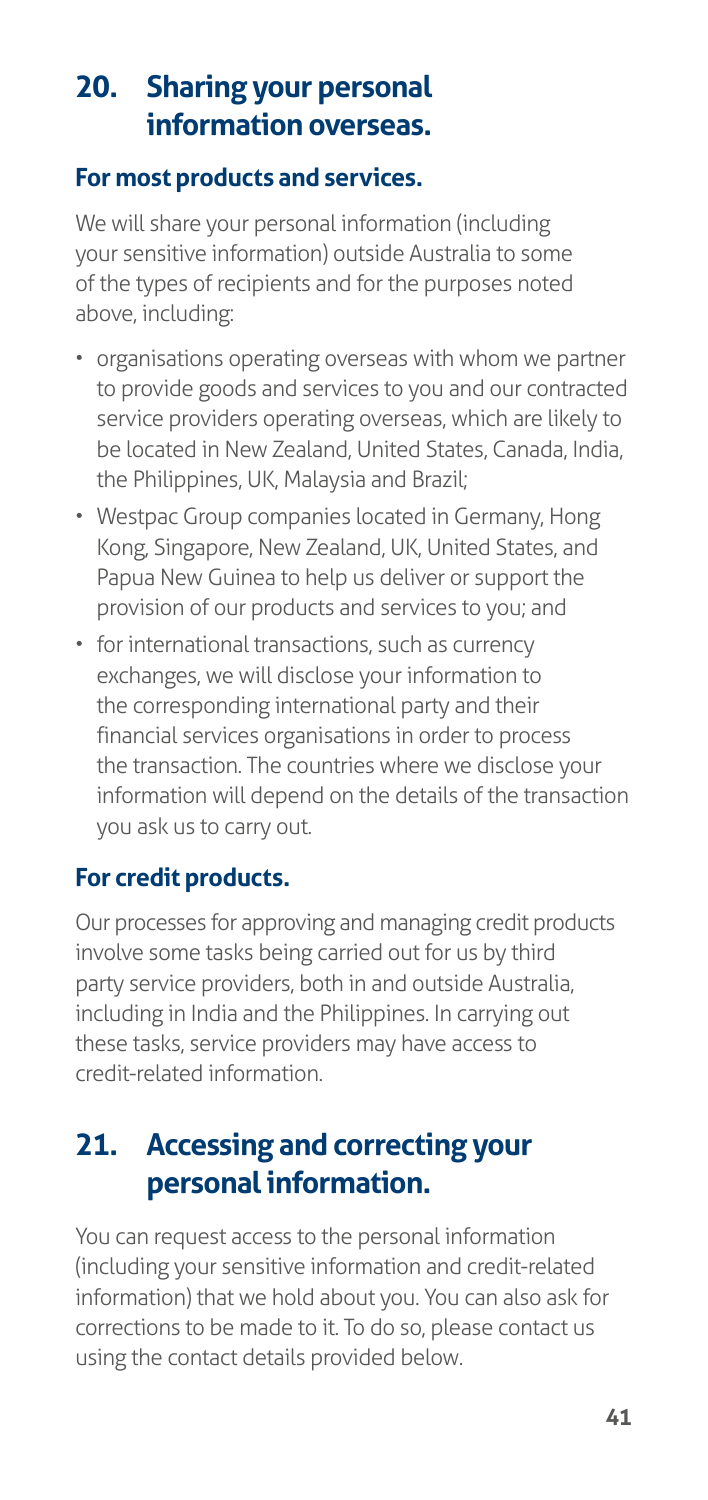## 20. Sharing your personal information overseas.

### For most products and services.

We will share your personal information (including your sensitive information) outside Australia to some of the types of recipients and for the purposes noted above, including:

- organisations operating overseas with whom we partner to provide goods and services to you and our contracted service providers operating overseas, which are likely to be located in New Zealand, United States, Canada, India, the Philippines, UK, Malaysia and Brazil;
- Westpac Group companies located in Germany, Hong Kong, Singapore, New Zealand, UK, United States, and Papua New Guinea to help us deliver or support the provision of our products and services to you; and
- for international transactions, such as currency exchanges, we will disclose your information to the corresponding international party and their financial services organisations in order to process the transaction. The countries where we disclose your information will depend on the details of the transaction you ask us to carry out.

### For credit products.

Our processes for approving and managing credit products involve some tasks being carried out for us by third party service providers, both in and outside Australia, including in India and the Philippines. In carrying out these tasks, service providers may have access to credit-related information.

## 21. Accessing and correcting your personal information.

You can request access to the personal information (including your sensitive information and credit-related information) that we hold about you. You can also ask for corrections to be made to it. To do so, please contact us using the contact details provided below.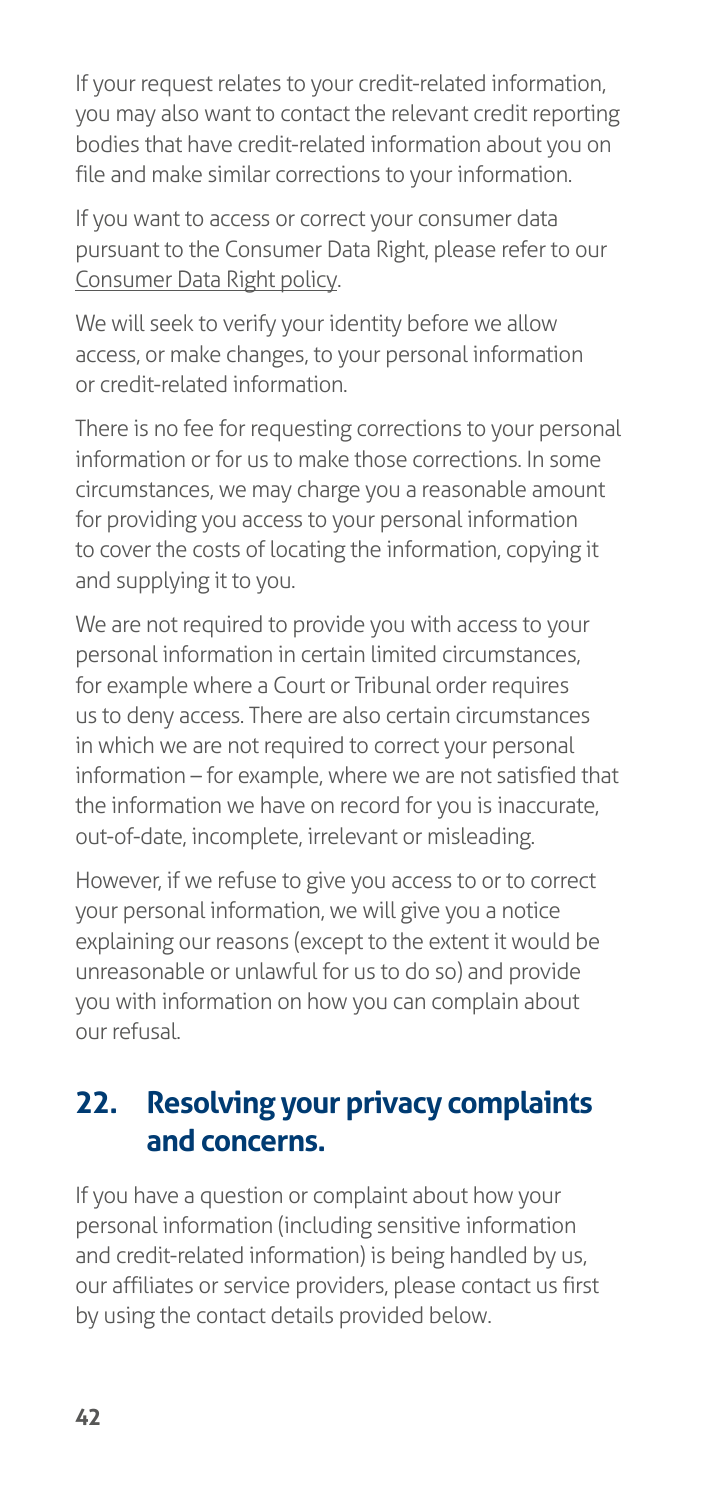If your request relates to your credit-related information, you may also want to contact the relevant credit reporting bodies that have credit-related information about you on file and make similar corrections to your information.

If you want to access or correct your consumer data pursuant to the Consumer Data Right, please refer to our Consumer Data Right policy.

We will seek to verify your identity before we allow access, or make changes, to your personal information or credit-related information.

There is no fee for requesting corrections to your personal information or for us to make those corrections. In some circumstances, we may charge you a reasonable amount for providing you access to your personal information to cover the costs of locating the information, copying it and supplying it to you.

We are not required to provide you with access to your personal information in certain limited circumstances, for example where a Court or Tribunal order requires us to deny access. There are also certain circumstances in which we are not required to correct your personal information – for example, where we are not satisfied that the information we have on record for you is inaccurate, out-of-date, incomplete, irrelevant or misleading.

However, if we refuse to give you access to or to correct your personal information, we will give you a notice explaining our reasons (except to the extent it would be unreasonable or unlawful for us to do so) and provide you with information on how you can complain about our refusal.

## 22. Resolving your privacy complaints and concerns.

If you have a question or complaint about how your personal information (including sensitive information and credit-related information) is being handled by us, our affiliates or service providers, please contact us first by using the contact details provided below.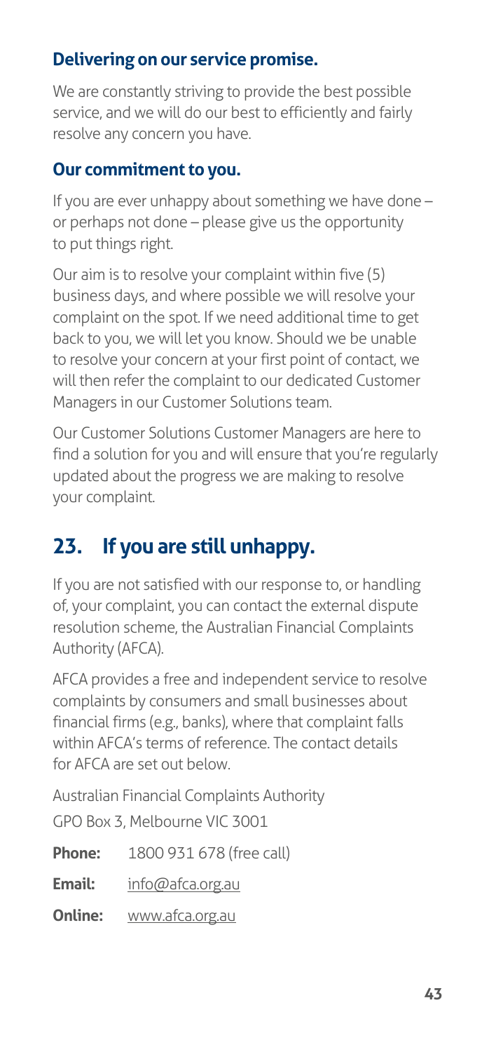### Delivering on our service promise.

We are constantly striving to provide the best possible service, and we will do our best to efficiently and fairly resolve any concern you have.

### Our commitment to you.

If you are ever unhappy about something we have done – or perhaps not done – please give us the opportunity to put things right.

Our aim is to resolve your complaint within five (5) business days, and where possible we will resolve your complaint on the spot. If we need additional time to get back to you, we will let you know. Should we be unable to resolve your concern at your first point of contact, we will then refer the complaint to our dedicated Customer Managers in our Customer Solutions team.

Our Customer Solutions Customer Managers are here to find a solution for you and will ensure that you're regularly updated about the progress we are making to resolve your complaint.

## 23. If you are still unhappy.

If you are not satisfied with our response to, or handling of, your complaint, you can contact the external dispute resolution scheme, the Australian Financial Complaints Authority (AFCA).

AFCA provides a free and independent service to resolve complaints by consumers and small businesses about financial firms (e.g., banks), where that complaint falls within AFCA's terms of reference. The contact details for AFCA are set out below.

Australian Financial Complaints Authority
GPO Box 3, Melbourne VIC 3001

**Phone:** 1800 931 678 (free call)

**Email:** info@afca.org.au

**Online:** www.afca.org.au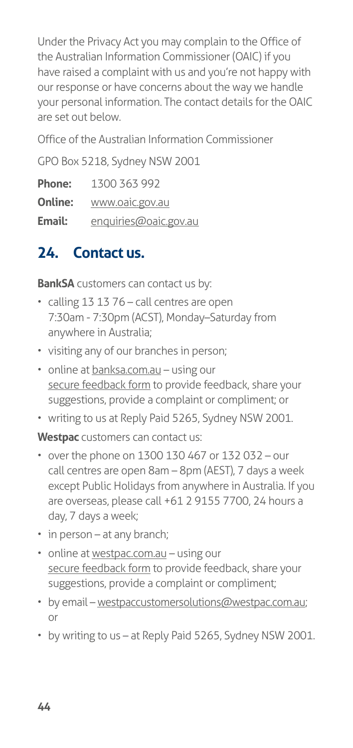Under the Privacy Act you may complain to the Office of the Australian Information Commissioner (OAIC) if you have raised a complaint with us and you're not happy with our response or have concerns about the way we handle your personal information. The contact details for the OAIC are set out below.

Office of the Australian Information Commissioner

GPO Box 5218, Sydney NSW 2001

**Phone:** 1300 363 992

**Online:** www.oaic.gov.au

**Email:** enquiries@oaic.gov.au

## 24. Contact us.

**BankSA** customers can contact us by:

- calling 13 13 76 – call centres are open 7:30am - 7:30pm (ACST), Monday–Saturday from anywhere in Australia;
- visiting any of our branches in person;
- online at banksa.com.au – using our secure feedback form to provide feedback, share your suggestions, provide a complaint or compliment; or
- writing to us at Reply Paid 5265, Sydney NSW 2001.

**Westpac** customers can contact us:

- over the phone on 1300 130 467 or 132 032 – our call centres are open 8am – 8pm (AEST), 7 days a week except Public Holidays from anywhere in Australia. If you are overseas, please call +61 2 9155 7700, 24 hours a day, 7 days a week;
- in person – at any branch;
- online at westpac.com.au – using our secure feedback form to provide feedback, share your suggestions, provide a complaint or compliment;
- by email – westpaccustomersolutions@westpac.com.au; or
- by writing to us – at Reply Paid 5265, Sydney NSW 2001.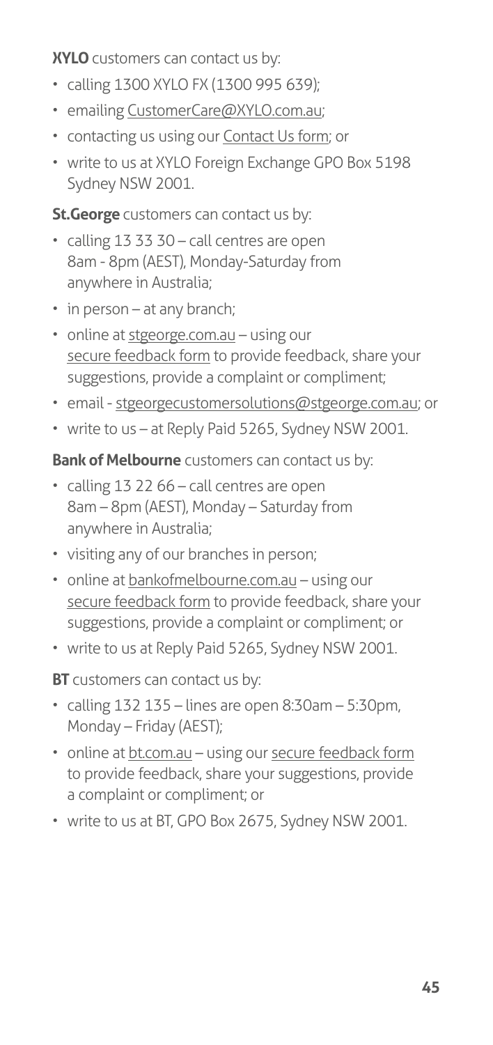**XYLO** customers can contact us by:

- calling 1300 XYLO FX (1300 995 639);
- emailing CustomerCare@XYLO.com.au;
- contacting us using our Contact Us form; or
- write to us at XYLO Foreign Exchange GPO Box 5198 Sydney NSW 2001.

**St.George** customers can contact us by:

- calling 13 33 30 – call centres are open 8am - 8pm (AEST), Monday-Saturday from anywhere in Australia;
- in person – at any branch;
- online at stgeorge.com.au – using our secure feedback form to provide feedback, share your suggestions, provide a complaint or compliment;
- email - stgeorgecustomersolutions@stgeorge.com.au; or
- write to us – at Reply Paid 5265, Sydney NSW 2001.

**Bank of Melbourne** customers can contact us by:

- calling 13 22 66 – call centres are open 8am – 8pm (AEST), Monday – Saturday from anywhere in Australia;
- visiting any of our branches in person;
- online at bankofmelbourne.com.au – using our secure feedback form to provide feedback, share your suggestions, provide a complaint or compliment; or
- write to us at Reply Paid 5265, Sydney NSW 2001.

**BT** customers can contact us by:

- calling 132 135 – lines are open 8:30am – 5:30pm, Monday – Friday (AEST);
- online at bt.com.au – using our secure feedback form to provide feedback, share your suggestions, provide a complaint or compliment; or
- write to us at BT, GPO Box 2675, Sydney NSW 2001.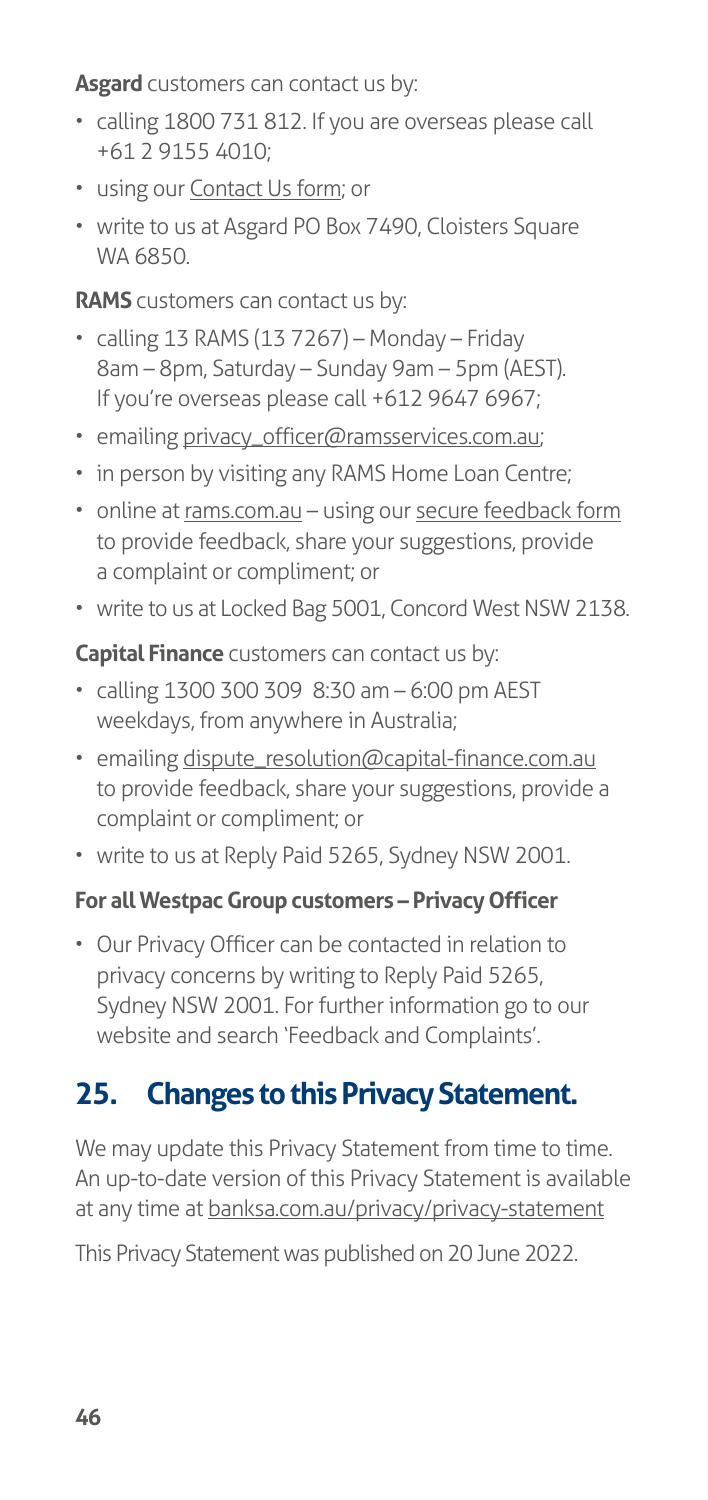**Asgard** customers can contact us by:

- calling 1800 731 812. If you are overseas please call +61 2 9155 4010;
- using our Contact Us form; or
- write to us at Asgard PO Box 7490, Cloisters Square WA 6850.

**RAMS** customers can contact us by:

- calling 13 RAMS (13 7267) – Monday – Friday 8am – 8pm, Saturday – Sunday 9am – 5pm (AEST). If you're overseas please call +612 9647 6967;
- emailing privacy_officer@ramsservices.com.au;
- in person by visiting any RAMS Home Loan Centre;
- online at rams.com.au – using our secure feedback form to provide feedback, share your suggestions, provide a complaint or compliment; or
- write to us at Locked Bag 5001, Concord West NSW 2138.

**Capital Finance** customers can contact us by:

- calling 1300 300 309 8:30 am – 6:00 pm AEST weekdays, from anywhere in Australia;
- emailing dispute_resolution@capital-finance.com.au to provide feedback, share your suggestions, provide a complaint or compliment; or
- write to us at Reply Paid 5265, Sydney NSW 2001.

**For all Westpac Group customers – Privacy Officer**

- Our Privacy Officer can be contacted in relation to privacy concerns by writing to Reply Paid 5265, Sydney NSW 2001. For further information go to our website and search 'Feedback and Complaints'.

## 25. Changes to this Privacy Statement.

We may update this Privacy Statement from time to time. An up-to-date version of this Privacy Statement is available at any time at banksa.com.au/privacy/privacy-statement

This Privacy Statement was published on 20 June 2022.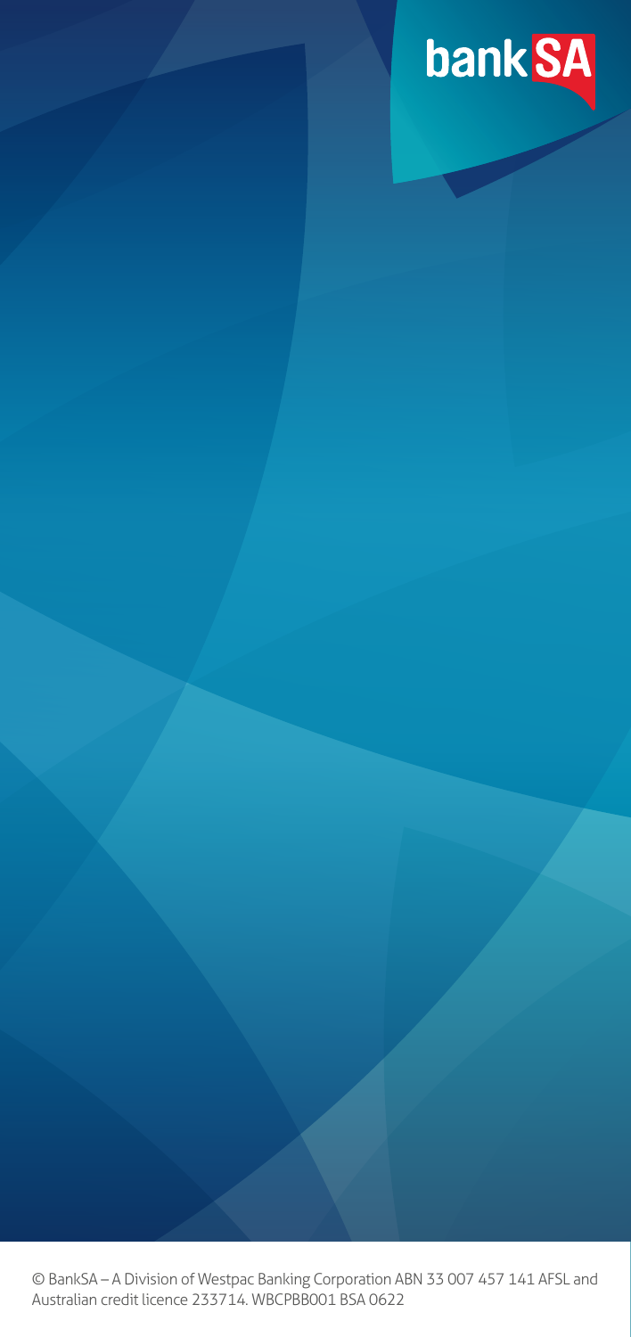bank SA

© BankSA – A Division of Westpac Banking Corporation ABN 33 007 457 141 AFSL and Australian credit licence 233714. WBCPBB001 BSA 0622